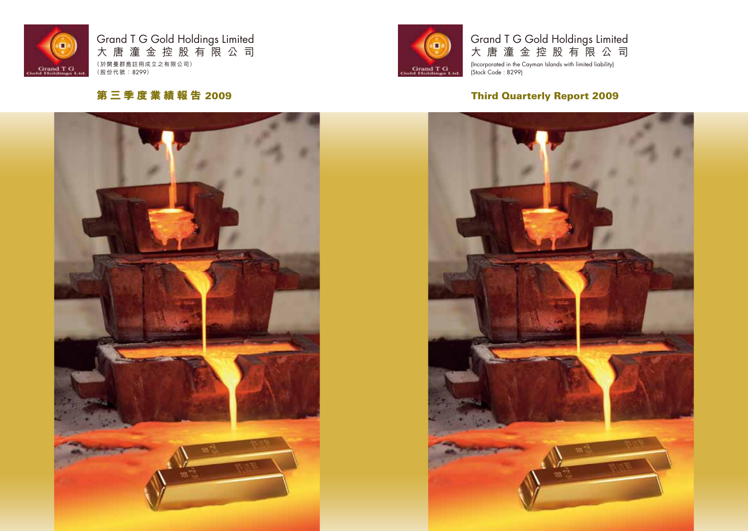Grand T G Gold Holdings Limited
大唐潼金控股有限公司
（於開曼群島註冊成立之有限公司）
（股份代號：8299）

# 第三季度業績報告 2009

Grand T G Gold Holdings Limited
大唐潼金控股有限公司
(Incorporated in the Cayman Islands with limited liability)
(Stock Code : 8299)

# Third Quarterly Report 2009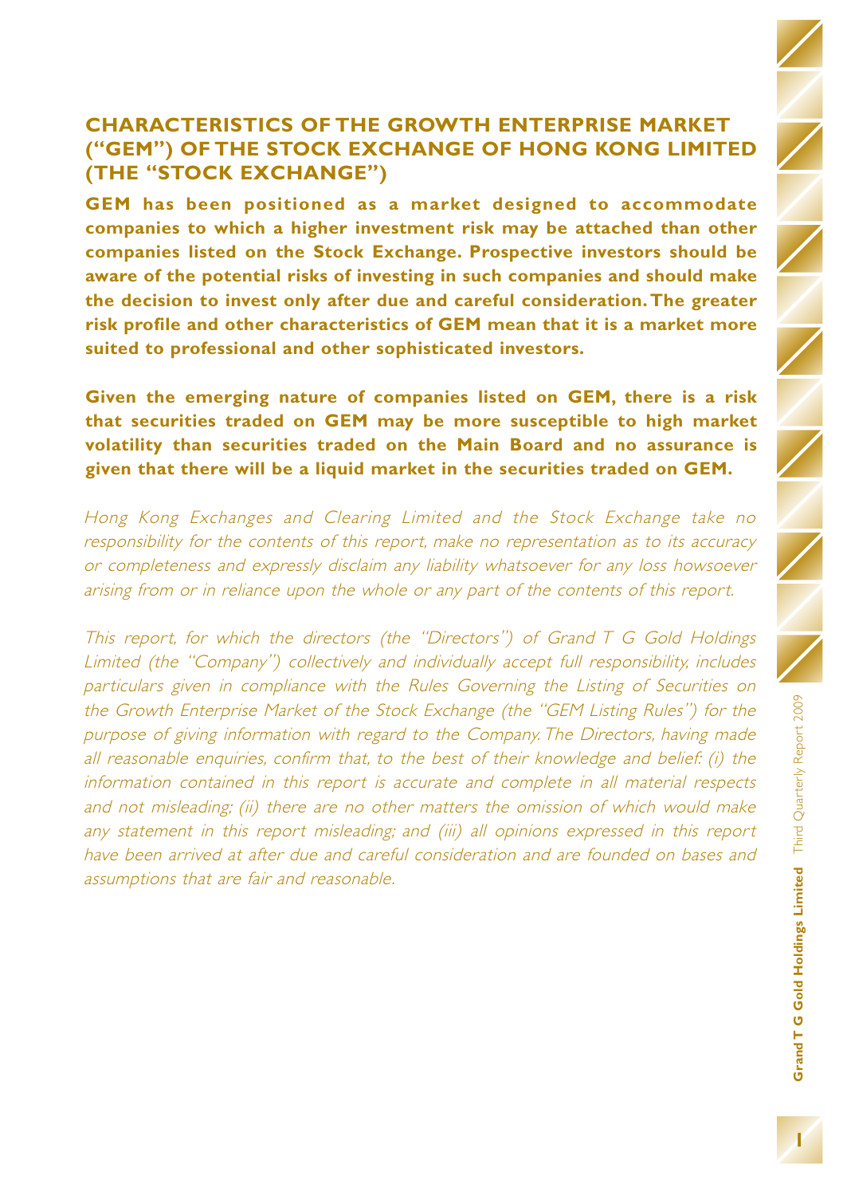## CHARACTERISTICS OF THE GROWTH ENTERPRISE MARKET ("GEM") OF THE STOCK EXCHANGE OF HONG KONG LIMITED (THE "STOCK EXCHANGE")

**GEM has been positioned as a market designed to accommodate companies to which a higher investment risk may be attached than other companies listed on the Stock Exchange. Prospective investors should be aware of the potential risks of investing in such companies and should make the decision to invest only after due and careful consideration. The greater risk profile and other characteristics of GEM mean that it is a market more suited to professional and other sophisticated investors.**

**Given the emerging nature of companies listed on GEM, there is a risk that securities traded on GEM may be more susceptible to high market volatility than securities traded on the Main Board and no assurance is given that there will be a liquid market in the securities traded on GEM.**

*Hong Kong Exchanges and Clearing Limited and the Stock Exchange take no responsibility for the contents of this report, make no representation as to its accuracy or completeness and expressly disclaim any liability whatsoever for any loss howsoever arising from or in reliance upon the whole or any part of the contents of this report.*

*This report, for which the directors (the "Directors") of Grand T G Gold Holdings Limited (the "Company") collectively and individually accept full responsibility, includes particulars given in compliance with the Rules Governing the Listing of Securities on the Growth Enterprise Market of the Stock Exchange (the "GEM Listing Rules") for the purpose of giving information with regard to the Company. The Directors, having made all reasonable enquiries, confirm that, to the best of their knowledge and belief: (i) the information contained in this report is accurate and complete in all material respects and not misleading; (ii) there are no other matters the omission of which would make any statement in this report misleading; and (iii) all opinions expressed in this report have been arrived at after due and careful consideration and are founded on bases and assumptions that are fair and reasonable.*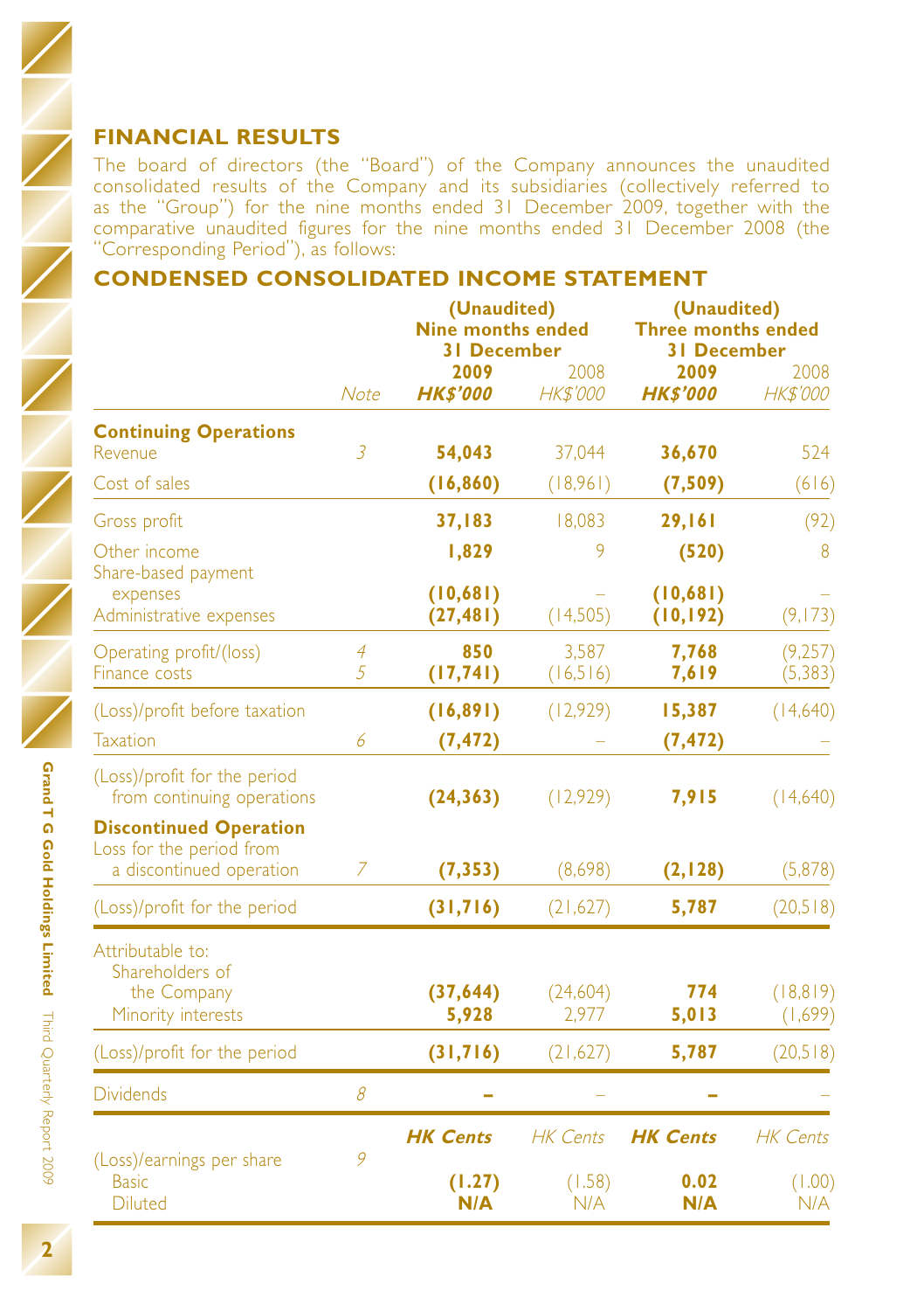## FINANCIAL RESULTS

The board of directors (the "Board") of the Company announces the unaudited consolidated results of the Company and its subsidiaries (collectively referred to as the "Group") for the nine months ended 31 December 2009, together with the comparative unaudited figures for the nine months ended 31 December 2008 (the "Corresponding Period"), as follows:

## CONDENSED CONSOLIDATED INCOME STATEMENT

| | | **(Unaudited) Nine months ended 31 December** | | **(Unaudited) Three months ended 31 December** | |
|---|---|---|---|---|---|
| | *Note* | **2009** ***HK$'000*** | 2008 *HK$'000* | **2009** ***HK$'000*** | 2008 *HK$'000* |
| **Continuing Operations** | | | | | |
| Revenue | *3* | **54,043** | 37,044 | **36,670** | 524 |
| Cost of sales | | **(16,860)** | (18,961) | **(7,509)** | (616) |
| Gross profit | | **37,183** | 18,083 | **29,161** | (92) |
| Other income | | **1,829** | 9 | **(520)** | 8 |
| Share-based payment expenses | | **(10,681)** | – | **(10,681)** | – |
| Administrative expenses | | **(27,481)** | (14,505) | **(10,192)** | (9,173) |
| Operating profit/(loss) | *4* | **850** | 3,587 | **7,768** | (9,257) |
| Finance costs | *5* | **(17,741)** | (16,516) | **7,619** | (5,383) |
| (Loss)/profit before taxation | | **(16,891)** | (12,929) | **15,387** | (14,640) |
| Taxation | *6* | **(7,472)** | – | **(7,472)** | – |
| (Loss)/profit for the period from continuing operations | | **(24,363)** | (12,929) | **7,915** | (14,640) |
| **Discontinued Operation** | | | | | |
| Loss for the period from a discontinued operation | *7* | **(7,353)** | (8,698) | **(2,128)** | (5,878) |
| (Loss)/profit for the period | | **(31,716)** | (21,627) | **5,787** | (20,518) |
| Attributable to: | | | | | |
| Shareholders of the Company | | **(37,644)** | (24,604) | **774** | (18,819) |
| Minority interests | | **5,928** | 2,977 | **5,013** | (1,699) |
| (Loss)/profit for the period | | **(31,716)** | (21,627) | **5,787** | (20,518) |
| Dividends | *8* | **–** | – | **–** | – |
| | | ***HK Cents*** | *HK Cents* | ***HK Cents*** | *HK Cents* |
| (Loss)/earnings per share | *9* | | | | |
| Basic | | **(1.27)** | (1.58) | **0.02** | (1.00) |
| Diluted | | **N/A** | N/A | **N/A** | N/A |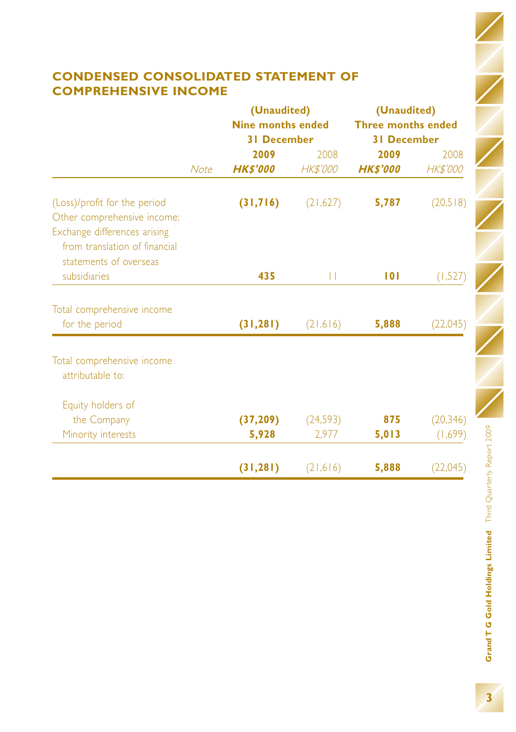## CONDENSED CONSOLIDATED STATEMENT OF COMPREHENSIVE INCOME

| | Note | (Unaudited) Nine months ended 31 December | | (Unaudited) Three months ended 31 December | |
|---|---|---|---|---|---|
| | | **2009** | 2008 | **2009** | 2008 |
| | | ***HK$'000*** | *HK$'000* | ***HK$'000*** | *HK$'000* |
| (Loss)/profit for the period | | **(31,716)** | (21,627) | **5,787** | (20,518) |
| Other comprehensive income: | | | | | |
| Exchange differences arising from translation of financial statements of overseas subsidiaries | | **435** | 11 | **101** | (1,527) |
| Total comprehensive income for the period | | **(31,281)** | (21,616) | **5,888** | (22,045) |
| Total comprehensive income attributable to: | | | | | |
| Equity holders of the Company | | **(37,209)** | (24,593) | **875** | (20,346) |
| Minority interests | | **5,928** | 2,977 | **5,013** | (1,699) |
| | | **(31,281)** | (21,616) | **5,888** | (22,045) |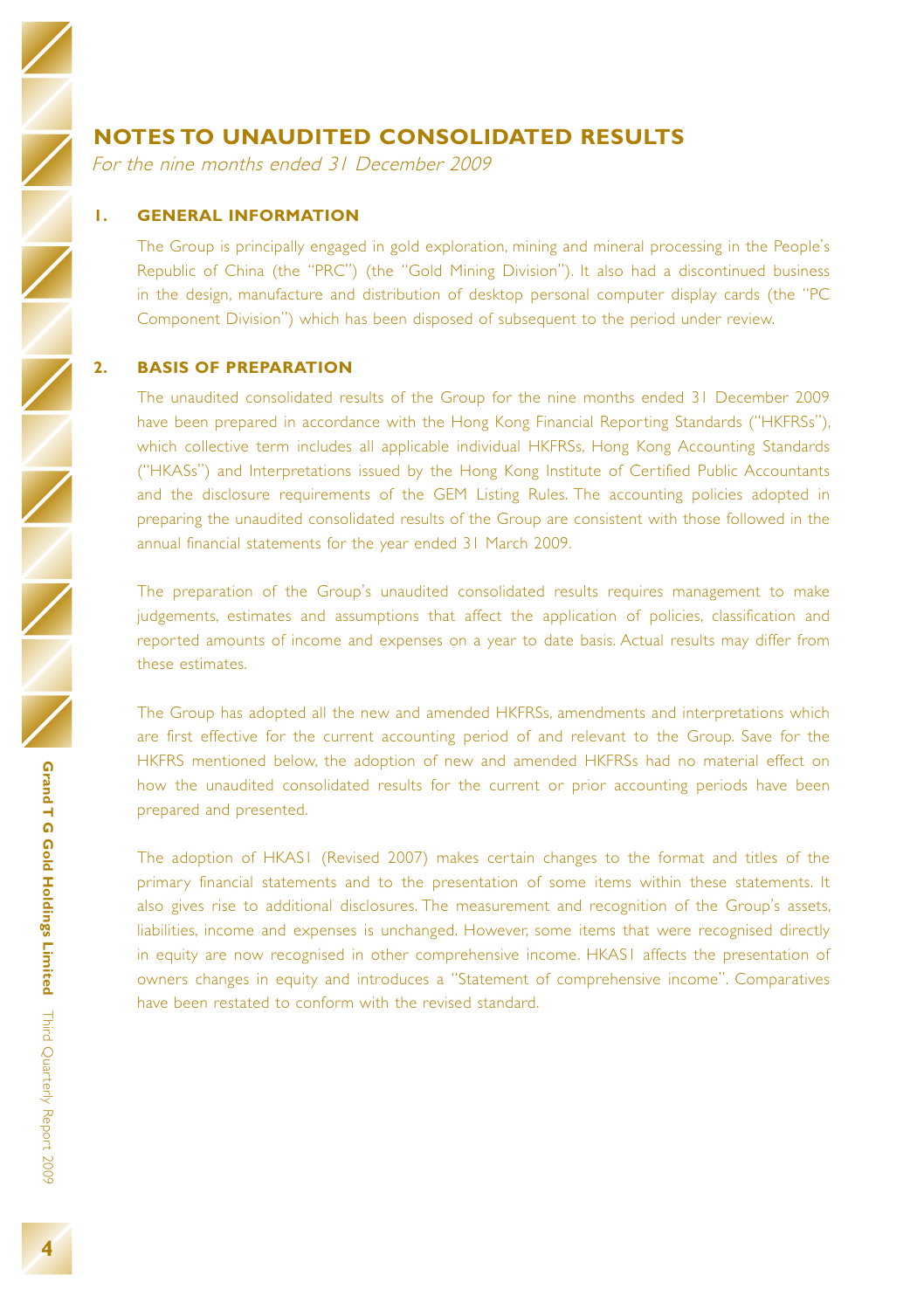# NOTES TO UNAUDITED CONSOLIDATED RESULTS

*For the nine months ended 31 December 2009*

## 1. GENERAL INFORMATION

The Group is principally engaged in gold exploration, mining and mineral processing in the People's Republic of China (the "PRC") (the "Gold Mining Division"). It also had a discontinued business in the design, manufacture and distribution of desktop personal computer display cards (the "PC Component Division") which has been disposed of subsequent to the period under review.

## 2. BASIS OF PREPARATION

The unaudited consolidated results of the Group for the nine months ended 31 December 2009 have been prepared in accordance with the Hong Kong Financial Reporting Standards ("HKFRSs"), which collective term includes all applicable individual HKFRSs, Hong Kong Accounting Standards ("HKASs") and Interpretations issued by the Hong Kong Institute of Certified Public Accountants and the disclosure requirements of the GEM Listing Rules. The accounting policies adopted in preparing the unaudited consolidated results of the Group are consistent with those followed in the annual financial statements for the year ended 31 March 2009.

The preparation of the Group's unaudited consolidated results requires management to make judgements, estimates and assumptions that affect the application of policies, classification and reported amounts of income and expenses on a year to date basis. Actual results may differ from these estimates.

The Group has adopted all the new and amended HKFRSs, amendments and interpretations which are first effective for the current accounting period of and relevant to the Group. Save for the HKFRS mentioned below, the adoption of new and amended HKFRSs had no material effect on how the unaudited consolidated results for the current or prior accounting periods have been prepared and presented.

The adoption of HKAS1 (Revised 2007) makes certain changes to the format and titles of the primary financial statements and to the presentation of some items within these statements. It also gives rise to additional disclosures. The measurement and recognition of the Group's assets, liabilities, income and expenses is unchanged. However, some items that were recognised directly in equity are now recognised in other comprehensive income. HKAS1 affects the presentation of owners changes in equity and introduces a "Statement of comprehensive income". Comparatives have been restated to conform with the revised standard.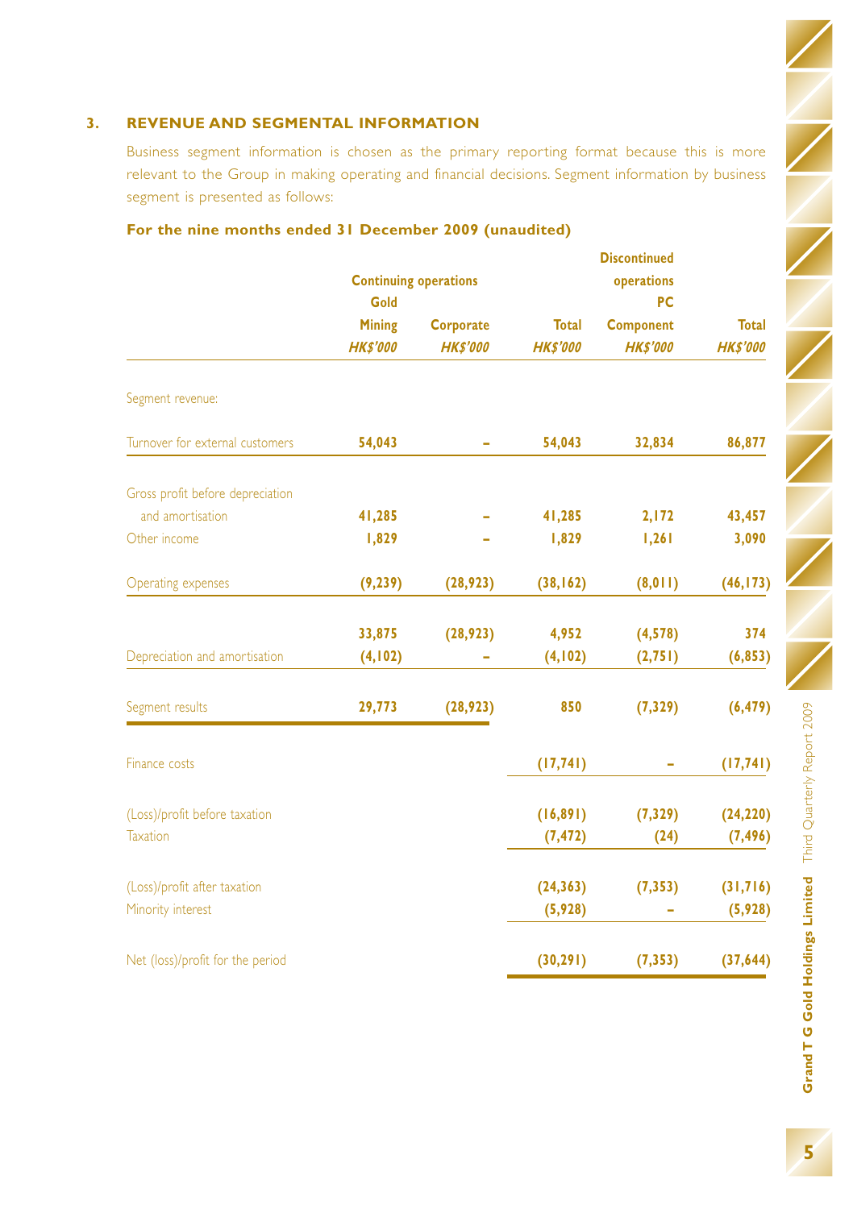## 3. REVENUE AND SEGMENTAL INFORMATION

Business segment information is chosen as the primary reporting format because this is more relevant to the Group in making operating and financial decisions. Segment information by business segment is presented as follows:

### For the nine months ended 31 December 2009 (unaudited)

| | Continuing operations | | | Discontinued operations | |
|---|---|---|---|---|---|
| | Gold Mining | Corporate | Total | PC Component | Total |
| | *HK$'000* | *HK$'000* | *HK$'000* | *HK$'000* | *HK$'000* |
| Segment revenue: | | | | | |
| Turnover for external customers | 54,043 | – | 54,043 | 32,834 | 86,877 |
| Gross profit before depreciation and amortisation | 41,285 | – | 41,285 | 2,172 | 43,457 |
| Other income | 1,829 | – | 1,829 | 1,261 | 3,090 |
| Operating expenses | (9,239) | (28,923) | (38,162) | (8,011) | (46,173) |
| | 33,875 | (28,923) | 4,952 | (4,578) | 374 |
| Depreciation and amortisation | (4,102) | – | (4,102) | (2,751) | (6,853) |
| Segment results | 29,773 | (28,923) | 850 | (7,329) | (6,479) |
| Finance costs | | | (17,741) | – | (17,741) |
| (Loss)/profit before taxation | | | (16,891) | (7,329) | (24,220) |
| Taxation | | | (7,472) | (24) | (7,496) |
| (Loss)/profit after taxation | | | (24,363) | (7,353) | (31,716) |
| Minority interest | | | (5,928) | – | (5,928) |
| Net (loss)/profit for the period | | | (30,291) | (7,353) | (37,644) |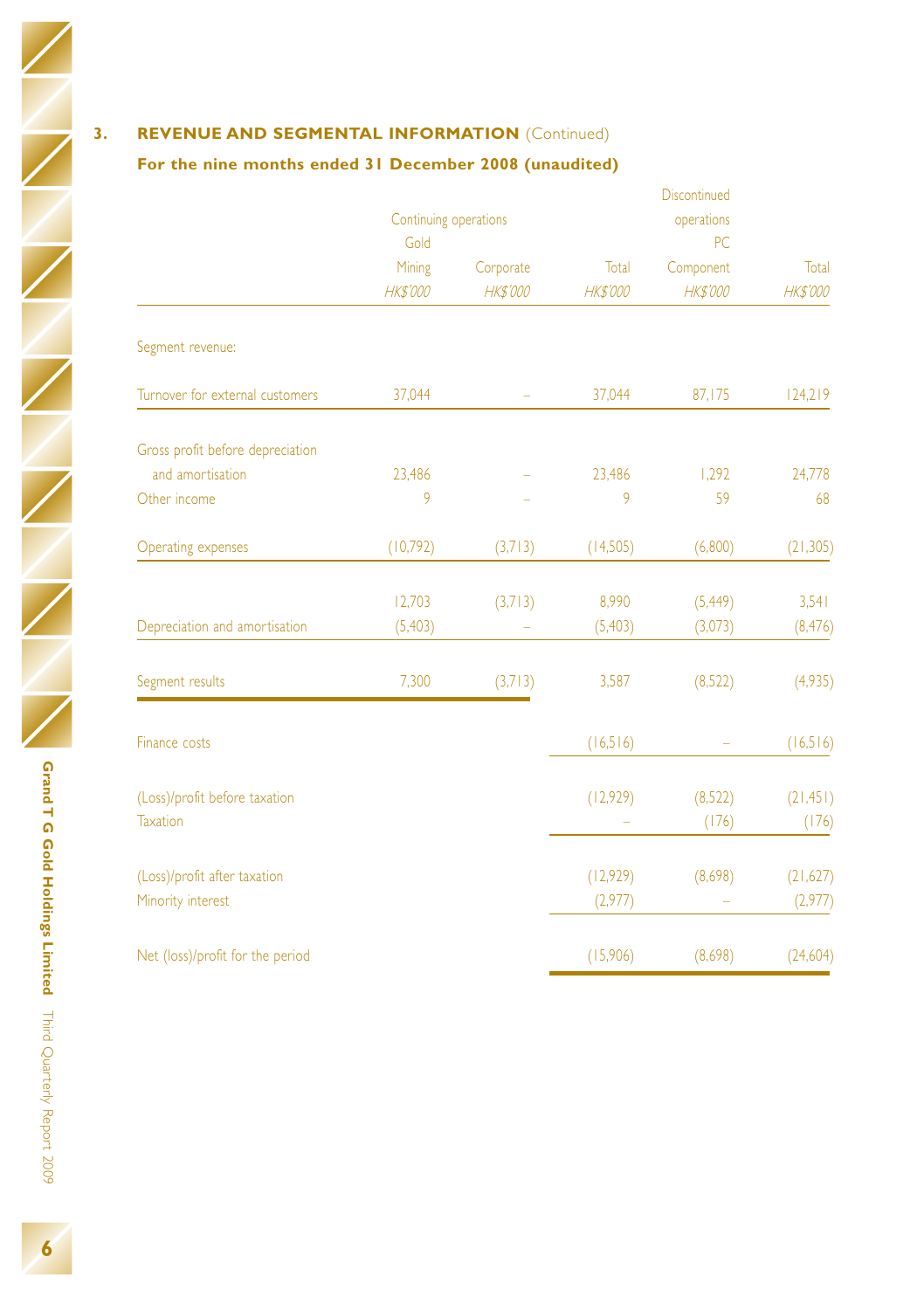## 3. REVENUE AND SEGMENTAL INFORMATION (Continued)

### For the nine months ended 31 December 2008 (unaudited)

| | Continuing operations | | | Discontinued operations | |
|---|---|---|---|---|---|
| | Gold Mining | Corporate | Total | PC Component | Total |
| | *HK$'000* | *HK$'000* | *HK$'000* | *HK$'000* | *HK$'000* |
| Segment revenue: | | | | | |
| Turnover for external customers | 37,044 | – | 37,044 | 87,175 | 124,219 |
| Gross profit before depreciation and amortisation | 23,486 | – | 23,486 | 1,292 | 24,778 |
| Other income | 9 | – | 9 | 59 | 68 |
| Operating expenses | (10,792) | (3,713) | (14,505) | (6,800) | (21,305) |
| | 12,703 | (3,713) | 8,990 | (5,449) | 3,541 |
| Depreciation and amortisation | (5,403) | – | (5,403) | (3,073) | (8,476) |
| Segment results | 7,300 | (3,713) | 3,587 | (8,522) | (4,935) |
| Finance costs | | | (16,516) | – | (16,516) |
| (Loss)/profit before taxation | | | (12,929) | (8,522) | (21,451) |
| Taxation | | | – | (176) | (176) |
| (Loss)/profit after taxation | | | (12,929) | (8,698) | (21,627) |
| Minority interest | | | (2,977) | – | (2,977) |
| Net (loss)/profit for the period | | | (15,906) | (8,698) | (24,604) |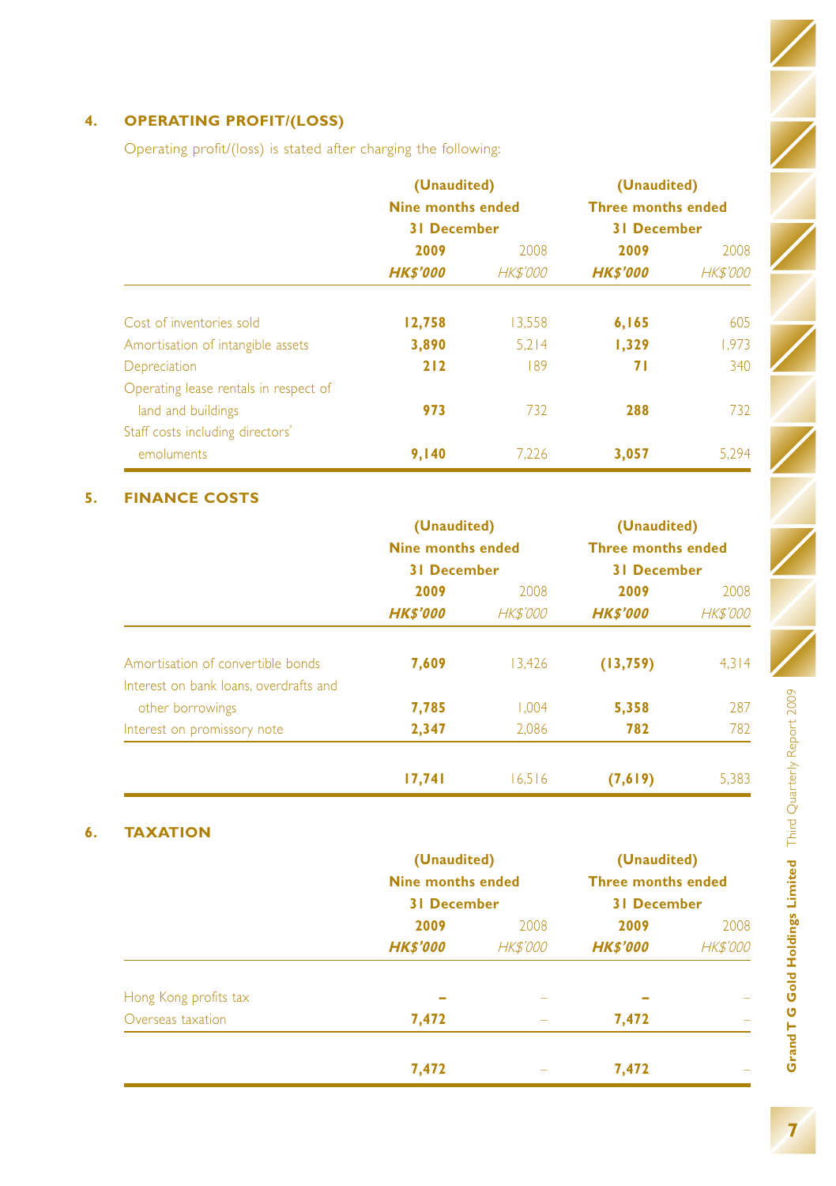## 4. OPERATING PROFIT/(LOSS)

Operating profit/(loss) is stated after charging the following:

| | (Unaudited) | | (Unaudited) | |
|---|---|---|---|---|
| | Nine months ended 31 December | | Three months ended 31 December | |
| | **2009** | 2008 | **2009** | 2008 |
| | ***HK$'000*** | *HK$'000* | ***HK$'000*** | *HK$'000* |
| Cost of inventories sold | **12,758** | 13,558 | **6,165** | 605 |
| Amortisation of intangible assets | **3,890** | 5,214 | **1,329** | 1,973 |
| Depreciation | **212** | 189 | **71** | 340 |
| Operating lease rentals in respect of land and buildings | **973** | 732 | **288** | 732 |
| Staff costs including directors' emoluments | **9,140** | 7,226 | **3,057** | 5,294 |

## 5. FINANCE COSTS

| | (Unaudited) | | (Unaudited) | |
|---|---|---|---|---|
| | Nine months ended 31 December | | Three months ended 31 December | |
| | **2009** | 2008 | **2009** | 2008 |
| | ***HK$'000*** | *HK$'000* | ***HK$'000*** | *HK$'000* |
| Amortisation of convertible bonds | **7,609** | 13,426 | **(13,759)** | 4,314 |
| Interest on bank loans, overdrafts and other borrowings | **7,785** | 1,004 | **5,358** | 287 |
| Interest on promissory note | **2,347** | 2,086 | **782** | 782 |
| | **17,741** | 16,516 | **(7,619)** | 5,383 |

## 6. TAXATION

| | (Unaudited) | | (Unaudited) | |
|---|---|---|---|---|
| | Nine months ended 31 December | | Three months ended 31 December | |
| | **2009** | 2008 | **2009** | 2008 |
| | ***HK$'000*** | *HK$'000* | ***HK$'000*** | *HK$'000* |
| Hong Kong profits tax | **–** | – | **–** | – |
| Overseas taxation | **7,472** | – | **7,472** | – |
| | **7,472** | – | **7,472** | – |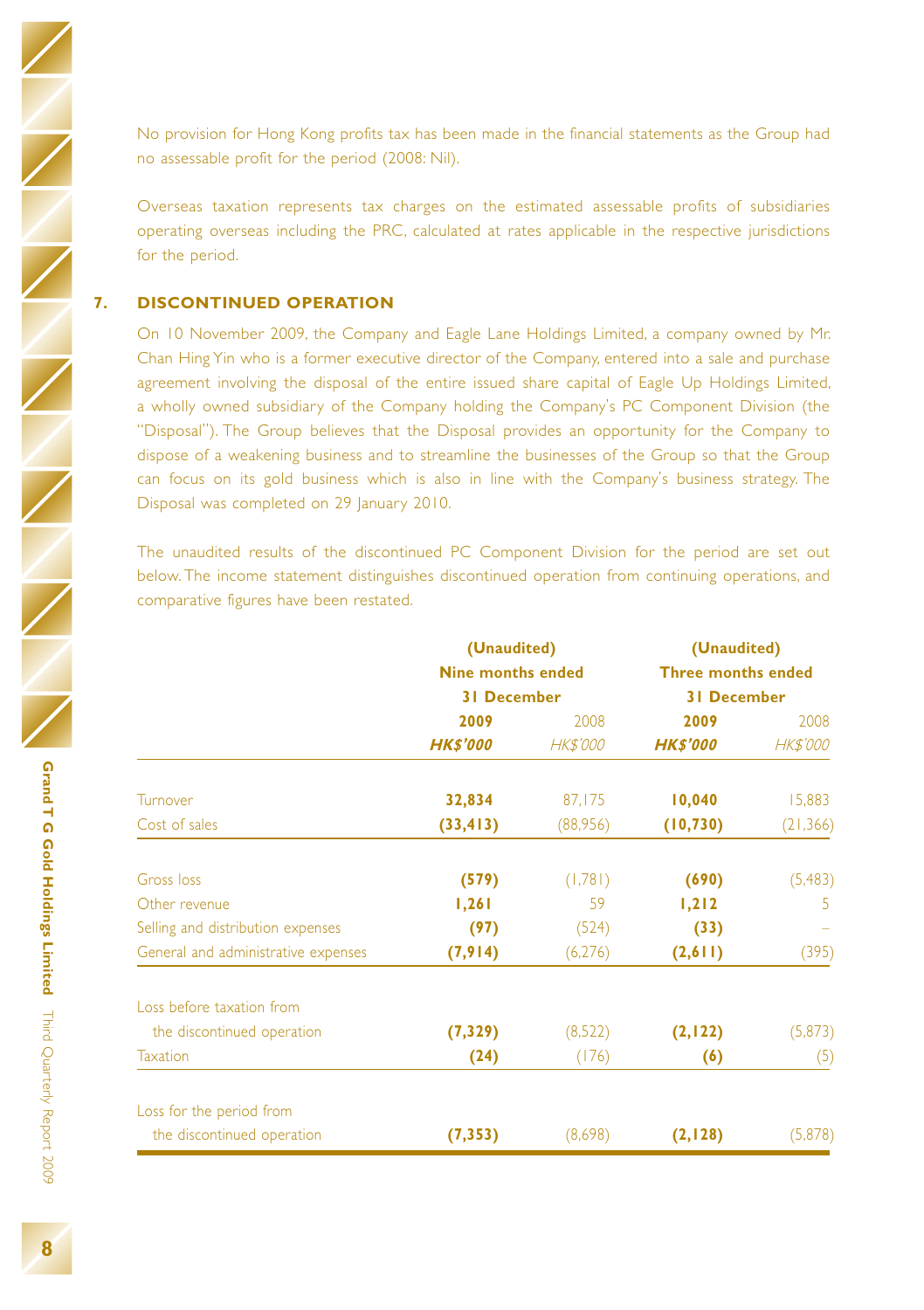No provision for Hong Kong profits tax has been made in the financial statements as the Group had no assessable profit for the period (2008: Nil).

Overseas taxation represents tax charges on the estimated assessable profits of subsidiaries operating overseas including the PRC, calculated at rates applicable in the respective jurisdictions for the period.

## 7. DISCONTINUED OPERATION

On 10 November 2009, the Company and Eagle Lane Holdings Limited, a company owned by Mr. Chan Hing Yin who is a former executive director of the Company, entered into a sale and purchase agreement involving the disposal of the entire issued share capital of Eagle Up Holdings Limited, a wholly owned subsidiary of the Company holding the Company's PC Component Division (the "Disposal"). The Group believes that the Disposal provides an opportunity for the Company to dispose of a weakening business and to streamline the businesses of the Group so that the Group can focus on its gold business which is also in line with the Company's business strategy. The Disposal was completed on 29 January 2010.

The unaudited results of the discontinued PC Component Division for the period are set out below. The income statement distinguishes discontinued operation from continuing operations, and comparative figures have been restated.

| | **(Unaudited) Nine months ended 31 December** | | **(Unaudited) Three months ended 31 December** | |
|---|---|---|---|---|
| | **2009** | 2008 | **2009** | 2008 |
| | ***HK$'000*** | *HK$'000* | ***HK$'000*** | *HK$'000* |
| Turnover | **32,834** | 87,175 | **10,040** | 15,883 |
| Cost of sales | **(33,413)** | (88,956) | **(10,730)** | (21,366) |
| Gross loss | **(579)** | (1,781) | **(690)** | (5,483) |
| Other revenue | **1,261** | 59 | **1,212** | 5 |
| Selling and distribution expenses | **(97)** | (524) | **(33)** | – |
| General and administrative expenses | **(7,914)** | (6,276) | **(2,611)** | (395) |
| Loss before taxation from the discontinued operation | **(7,329)** | (8,522) | **(2,122)** | (5,873) |
| Taxation | **(24)** | (176) | **(6)** | (5) |
| Loss for the period from the discontinued operation | **(7,353)** | (8,698) | **(2,128)** | (5,878) |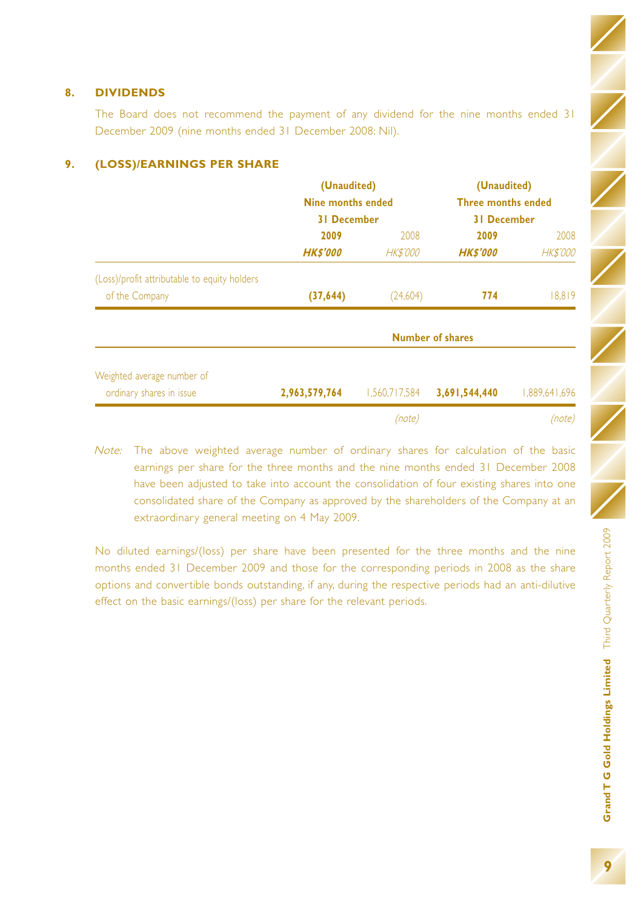## 8. DIVIDENDS

The Board does not recommend the payment of any dividend for the nine months ended 31 December 2009 (nine months ended 31 December 2008: Nil).

## 9. (LOSS)/EARNINGS PER SHARE

| | (Unaudited) Nine months ended 31 December | | (Unaudited) Three months ended 31 December | |
|---|---|---|---|---|
| | **2009** | 2008 | **2009** | 2008 |
| | ***HK$'000*** | *HK$'000* | ***HK$'000*** | *HK$'000* |
| (Loss)/profit attributable to equity holders of the Company | **(37,644)** | (24,604) | **774** | 18,819 |
| | **Number of shares** | | | |
| Weighted average number of ordinary shares in issue | **2,963,579,764** | 1,560,717,584 | **3,691,544,440** | 1,889,641,696 |
| | | *(note)* | | *(note)* |

*Note:* The above weighted average number of ordinary shares for calculation of the basic earnings per share for the three months and the nine months ended 31 December 2008 have been adjusted to take into account the consolidation of four existing shares into one consolidated share of the Company as approved by the shareholders of the Company at an extraordinary general meeting on 4 May 2009.

No diluted earnings/(loss) per share have been presented for the three months and the nine months ended 31 December 2009 and those for the corresponding periods in 2008 as the share options and convertible bonds outstanding, if any, during the respective periods had an anti-dilutive effect on the basic earnings/(loss) per share for the relevant periods.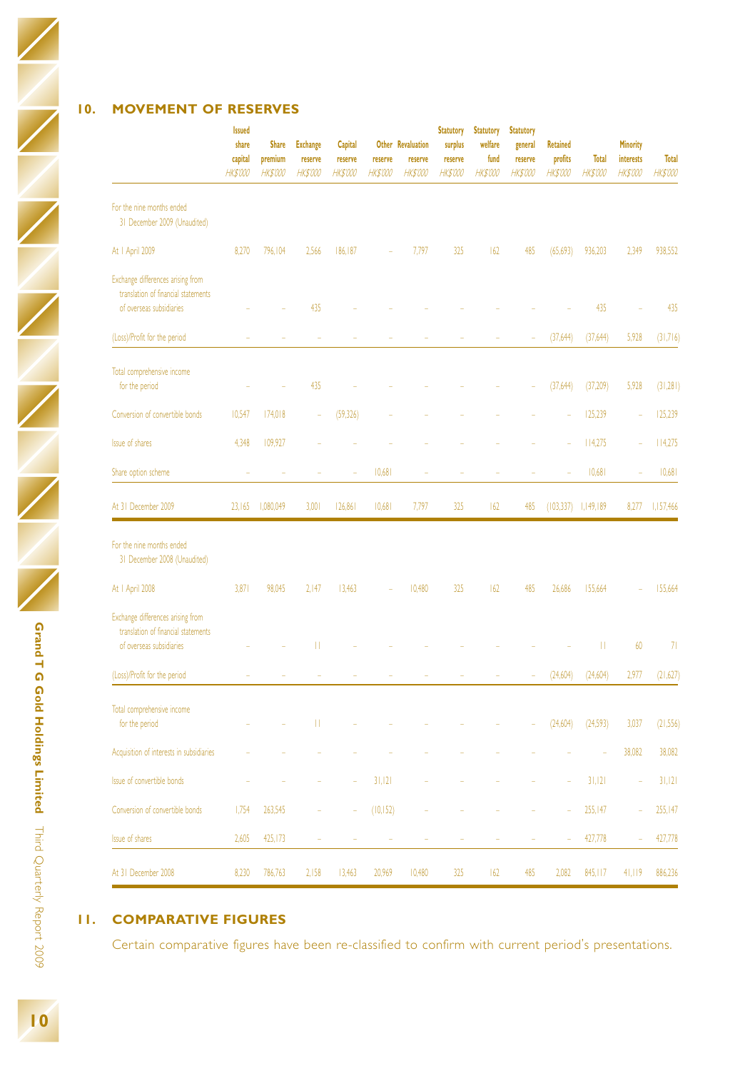## 10. MOVEMENT OF RESERVES

| | Issued share capital HK$'000 | Share premium HK$'000 | Exchange reserve HK$'000 | Capital reserve HK$'000 | Other reserve HK$'000 | Revaluation reserve HK$'000 | Statutory surplus reserve HK$'000 | Statutory welfare fund HK$'000 | Statutory general reserve HK$'000 | Retained profits HK$'000 | Total HK$'000 | Minority interests HK$'000 | Total HK$'000 |
|---|---|---|---|---|---|---|---|---|---|---|---|---|---|
| For the nine months ended 31 December 2009 (Unaudited) | | | | | | | | | | | | | |
| At 1 April 2009 | 8,270 | 796,104 | 2,566 | 186,187 | – | 7,797 | 325 | 162 | 485 | (65,693) | 936,203 | 2,349 | 938,552 |
| Exchange differences arising from translation of financial statements of overseas subsidiaries | – | – | 435 | – | – | – | – | – | – | – | 435 | – | 435 |
| (Loss)/Profit for the period | – | – | – | – | – | – | – | – | – | (37,644) | (37,644) | 5,928 | (31,716) |
| Total comprehensive income for the period | – | – | 435 | – | – | – | – | – | – | (37,644) | (37,209) | 5,928 | (31,281) |
| Conversion of convertible bonds | 10,547 | 174,018 | – | (59,326) | – | – | – | – | – | – | 125,239 | – | 125,239 |
| Issue of shares | 4,348 | 109,927 | – | – | – | – | – | – | – | – | 114,275 | – | 114,275 |
| Share option scheme | – | – | – | – | 10,681 | – | – | – | – | – | 10,681 | – | 10,681 |
| At 31 December 2009 | 23,165 | 1,080,049 | 3,001 | 126,861 | 10,681 | 7,797 | 325 | 162 | 485 | (103,337) | 1,149,189 | 8,277 | 1,157,466 |
| For the nine months ended 31 December 2008 (Unaudited) | | | | | | | | | | | | | |
| At 1 April 2008 | 3,871 | 98,045 | 2,147 | 13,463 | – | 10,480 | 325 | 162 | 485 | 26,686 | 155,664 | – | 155,664 |
| Exchange differences arising from translation of financial statements of overseas subsidiaries | – | – | 11 | – | – | – | – | – | – | – | 11 | 60 | 71 |
| (Loss)/Profit for the period | – | – | – | – | – | – | – | – | – | (24,604) | (24,604) | 2,977 | (21,627) |
| Total comprehensive income for the period | – | – | 11 | – | – | – | – | – | – | (24,604) | (24,593) | 3,037 | (21,556) |
| Acquisition of interests in subsidiaries | – | – | – | – | – | – | – | – | – | – | – | 38,082 | 38,082 |
| Issue of convertible bonds | – | – | – | – | 31,121 | – | – | – | – | – | 31,121 | – | 31,121 |
| Conversion of convertible bonds | 1,754 | 263,545 | – | – | (10,152) | – | – | – | – | – | 255,147 | – | 255,147 |
| Issue of shares | 2,605 | 425,173 | – | – | – | – | – | – | – | – | 427,778 | – | 427,778 |
| At 31 December 2008 | 8,230 | 786,763 | 2,158 | 13,463 | 20,969 | 10,480 | 325 | 162 | 485 | 2,082 | 845,117 | 41,119 | 886,236 |

## 11. COMPARATIVE FIGURES

Certain comparative figures have been re-classified to confirm with current period's presentations.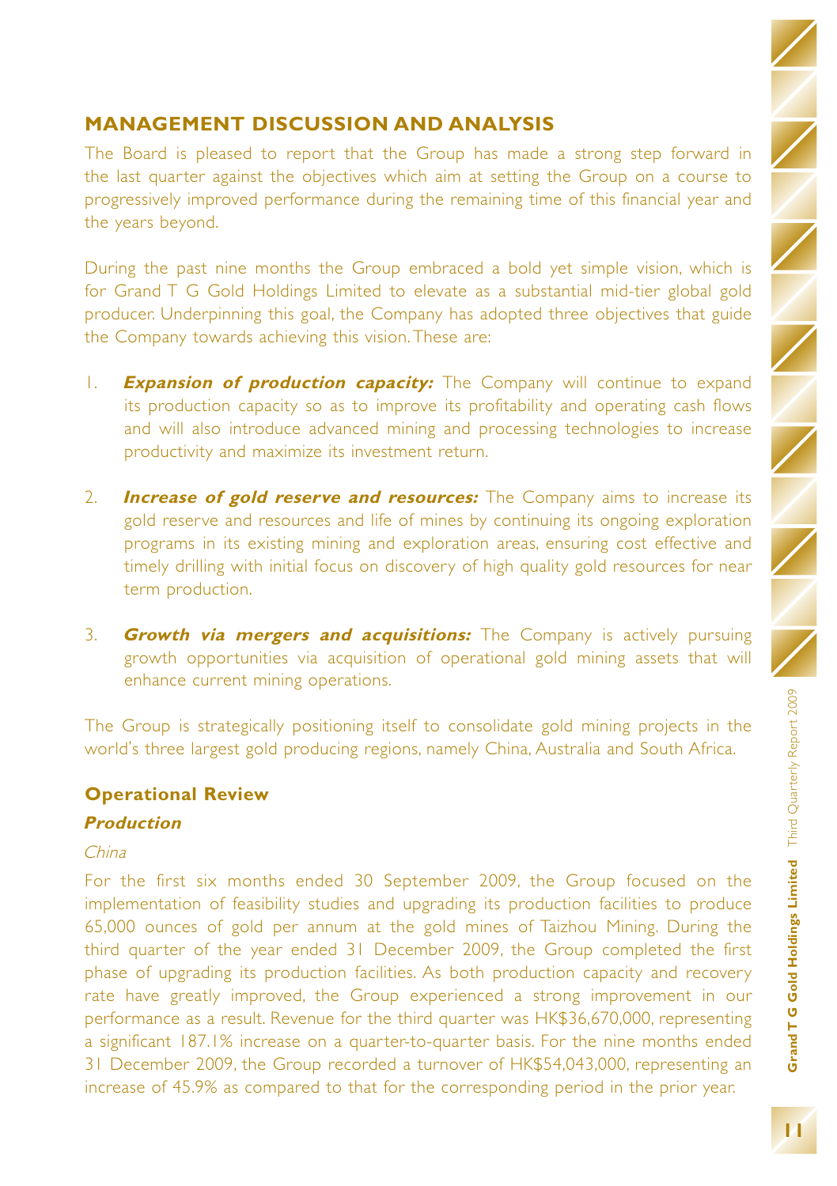## MANAGEMENT DISCUSSION AND ANALYSIS

The Board is pleased to report that the Group has made a strong step forward in the last quarter against the objectives which aim at setting the Group on a course to progressively improved performance during the remaining time of this financial year and the years beyond.

During the past nine months the Group embraced a bold yet simple vision, which is for Grand T G Gold Holdings Limited to elevate as a substantial mid-tier global gold producer. Underpinning this goal, the Company has adopted three objectives that guide the Company towards achieving this vision. These are:

1. ***Expansion of production capacity:*** The Company will continue to expand its production capacity so as to improve its profitability and operating cash flows and will also introduce advanced mining and processing technologies to increase productivity and maximize its investment return.

2. ***Increase of gold reserve and resources:*** The Company aims to increase its gold reserve and resources and life of mines by continuing its ongoing exploration programs in its existing mining and exploration areas, ensuring cost effective and timely drilling with initial focus on discovery of high quality gold resources for near term production.

3. ***Growth via mergers and acquisitions:*** The Company is actively pursuing growth opportunities via acquisition of operational gold mining assets that will enhance current mining operations.

The Group is strategically positioning itself to consolidate gold mining projects in the world's three largest gold producing regions, namely China, Australia and South Africa.

### Operational Review

#### *Production*

*China*

For the first six months ended 30 September 2009, the Group focused on the implementation of feasibility studies and upgrading its production facilities to produce 65,000 ounces of gold per annum at the gold mines of Taizhou Mining. During the third quarter of the year ended 31 December 2009, the Group completed the first phase of upgrading its production facilities. As both production capacity and recovery rate have greatly improved, the Group experienced a strong improvement in our performance as a result. Revenue for the third quarter was HK$36,670,000, representing a significant 187.1% increase on a quarter-to-quarter basis. For the nine months ended 31 December 2009, the Group recorded a turnover of HK$54,043,000, representing an increase of 45.9% as compared to that for the corresponding period in the prior year.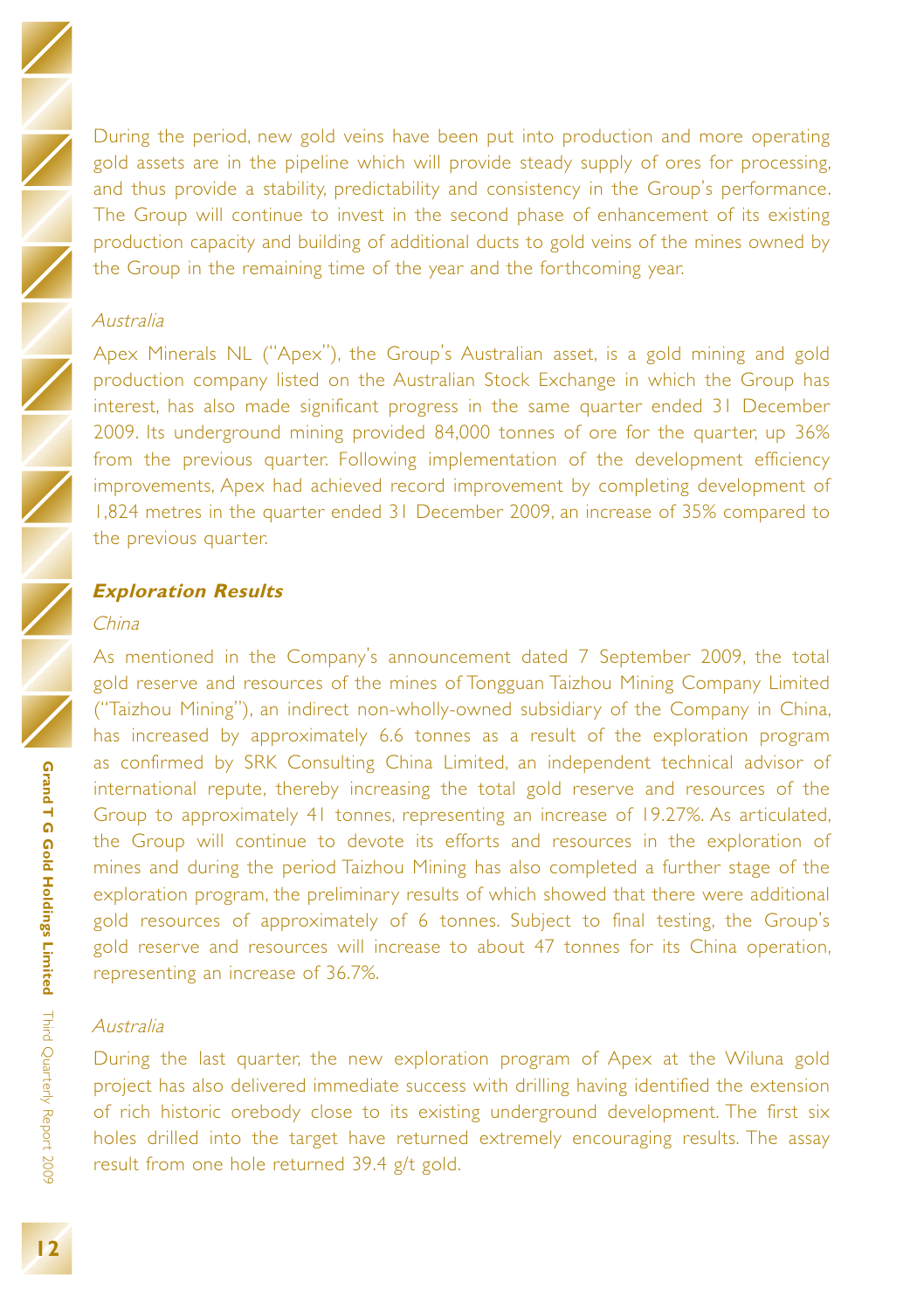During the period, new gold veins have been put into production and more operating gold assets are in the pipeline which will provide steady supply of ores for processing, and thus provide a stability, predictability and consistency in the Group's performance. The Group will continue to invest in the second phase of enhancement of its existing production capacity and building of additional ducts to gold veins of the mines owned by the Group in the remaining time of the year and the forthcoming year.

*Australia*

Apex Minerals NL ("Apex"), the Group's Australian asset, is a gold mining and gold production company listed on the Australian Stock Exchange in which the Group has interest, has also made significant progress in the same quarter ended 31 December 2009. Its underground mining provided 84,000 tonnes of ore for the quarter, up 36% from the previous quarter. Following implementation of the development efficiency improvements, Apex had achieved record improvement by completing development of 1,824 metres in the quarter ended 31 December 2009, an increase of 35% compared to the previous quarter.

### Exploration Results

*China*

As mentioned in the Company's announcement dated 7 September 2009, the total gold reserve and resources of the mines of Tongguan Taizhou Mining Company Limited ("Taizhou Mining"), an indirect non-wholly-owned subsidiary of the Company in China, has increased by approximately 6.6 tonnes as a result of the exploration program as confirmed by SRK Consulting China Limited, an independent technical advisor of international repute, thereby increasing the total gold reserve and resources of the Group to approximately 41 tonnes, representing an increase of 19.27%. As articulated, the Group will continue to devote its efforts and resources in the exploration of mines and during the period Taizhou Mining has also completed a further stage of the exploration program, the preliminary results of which showed that there were additional gold resources of approximately of 6 tonnes. Subject to final testing, the Group's gold reserve and resources will increase to about 47 tonnes for its China operation, representing an increase of 36.7%.

*Australia*

During the last quarter, the new exploration program of Apex at the Wiluna gold project has also delivered immediate success with drilling having identified the extension of rich historic orebody close to its existing underground development. The first six holes drilled into the target have returned extremely encouraging results. The assay result from one hole returned 39.4 g/t gold.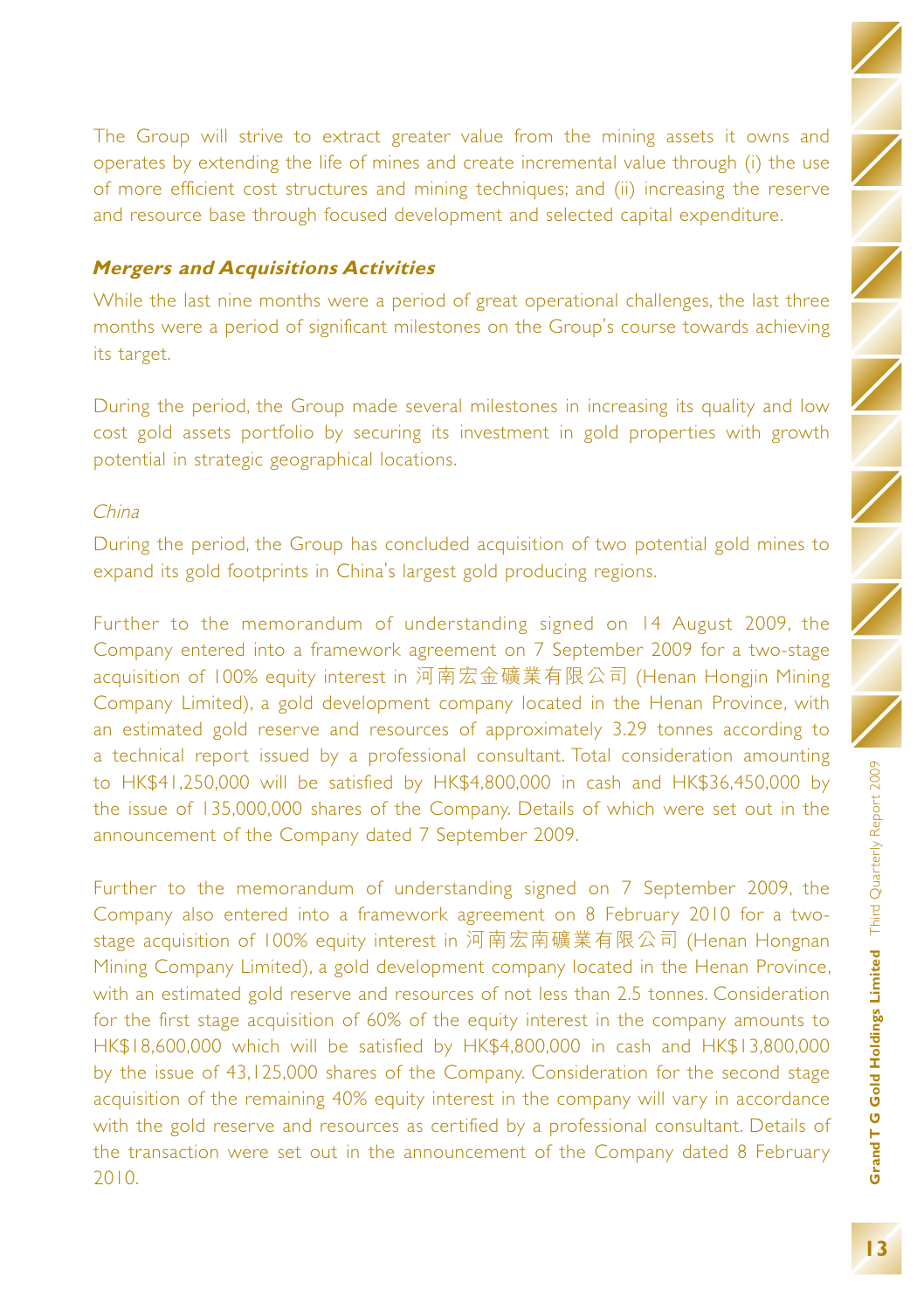The Group will strive to extract greater value from the mining assets it owns and operates by extending the life of mines and create incremental value through (i) the use of more efficient cost structures and mining techniques; and (ii) increasing the reserve and resource base through focused development and selected capital expenditure.

***Mergers and Acquisitions Activities***

While the last nine months were a period of great operational challenges, the last three months were a period of significant milestones on the Group's course towards achieving its target.

During the period, the Group made several milestones in increasing its quality and low cost gold assets portfolio by securing its investment in gold properties with growth potential in strategic geographical locations.

*China*

During the period, the Group has concluded acquisition of two potential gold mines to expand its gold footprints in China's largest gold producing regions.

Further to the memorandum of understanding signed on 14 August 2009, the Company entered into a framework agreement on 7 September 2009 for a two-stage acquisition of 100% equity interest in 河南宏金礦業有限公司 (Henan Hongjin Mining Company Limited), a gold development company located in the Henan Province, with an estimated gold reserve and resources of approximately 3.29 tonnes according to a technical report issued by a professional consultant. Total consideration amounting to HK$41,250,000 will be satisfied by HK$4,800,000 in cash and HK$36,450,000 by the issue of 135,000,000 shares of the Company. Details of which were set out in the announcement of the Company dated 7 September 2009.

Further to the memorandum of understanding signed on 7 September 2009, the Company also entered into a framework agreement on 8 February 2010 for a two-stage acquisition of 100% equity interest in 河南宏南礦業有限公司 (Henan Hongnan Mining Company Limited), a gold development company located in the Henan Province, with an estimated gold reserve and resources of not less than 2.5 tonnes. Consideration for the first stage acquisition of 60% of the equity interest in the company amounts to HK$18,600,000 which will be satisfied by HK$4,800,000 in cash and HK$13,800,000 by the issue of 43,125,000 shares of the Company. Consideration for the second stage acquisition of the remaining 40% equity interest in the company will vary in accordance with the gold reserve and resources as certified by a professional consultant. Details of the transaction were set out in the announcement of the Company dated 8 February 2010.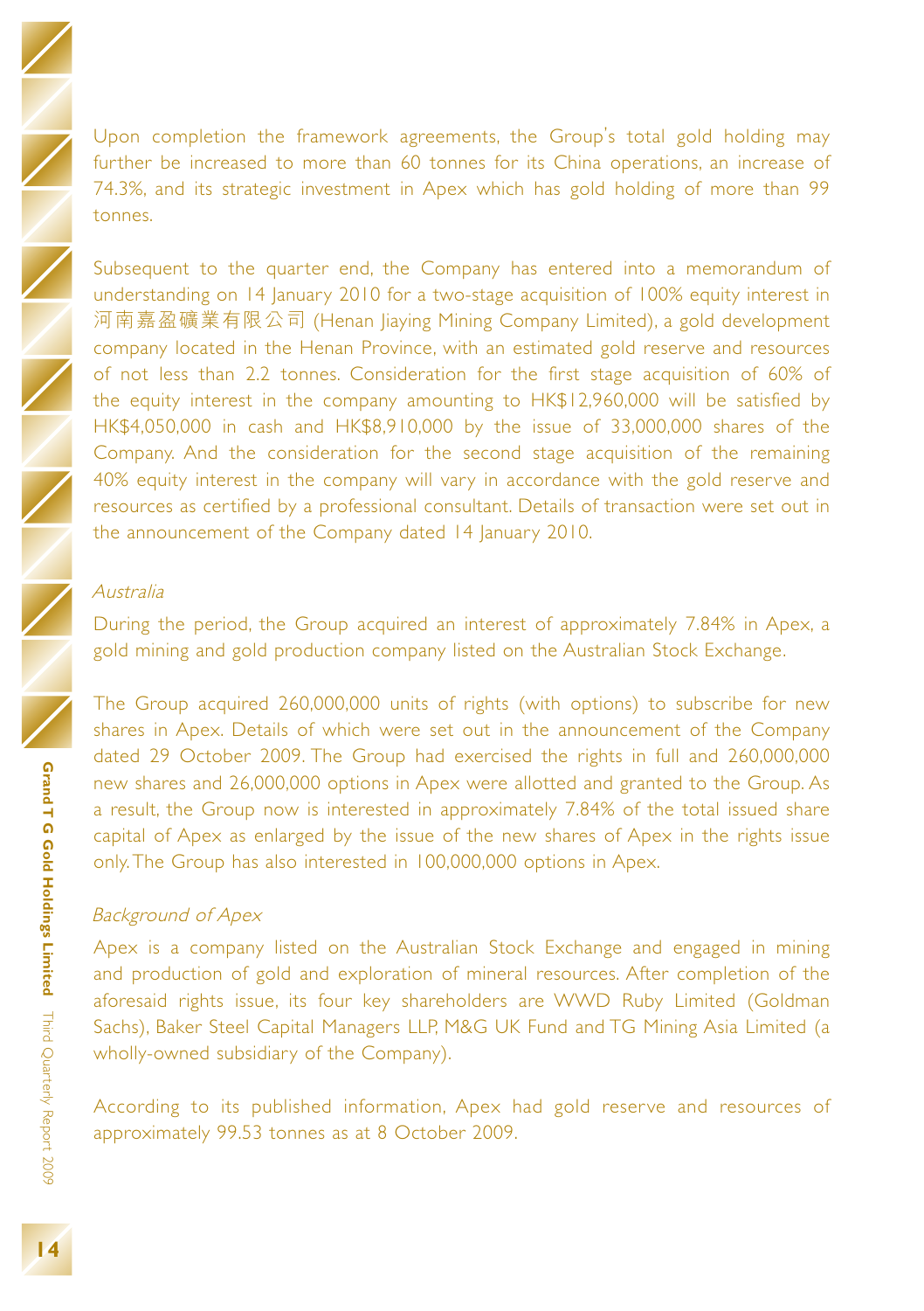Upon completion the framework agreements, the Group's total gold holding may further be increased to more than 60 tonnes for its China operations, an increase of 74.3%, and its strategic investment in Apex which has gold holding of more than 99 tonnes.

Subsequent to the quarter end, the Company has entered into a memorandum of understanding on 14 January 2010 for a two-stage acquisition of 100% equity interest in 河南嘉盈礦業有限公司 (Henan Jiaying Mining Company Limited), a gold development company located in the Henan Province, with an estimated gold reserve and resources of not less than 2.2 tonnes. Consideration for the first stage acquisition of 60% of the equity interest in the company amounting to HK$12,960,000 will be satisfied by HK$4,050,000 in cash and HK$8,910,000 by the issue of 33,000,000 shares of the Company. And the consideration for the second stage acquisition of the remaining 40% equity interest in the company will vary in accordance with the gold reserve and resources as certified by a professional consultant. Details of transaction were set out in the announcement of the Company dated 14 January 2010.

*Australia*

During the period, the Group acquired an interest of approximately 7.84% in Apex, a gold mining and gold production company listed on the Australian Stock Exchange.

The Group acquired 260,000,000 units of rights (with options) to subscribe for new shares in Apex. Details of which were set out in the announcement of the Company dated 29 October 2009. The Group had exercised the rights in full and 260,000,000 new shares and 26,000,000 options in Apex were allotted and granted to the Group. As a result, the Group now is interested in approximately 7.84% of the total issued share capital of Apex as enlarged by the issue of the new shares of Apex in the rights issue only. The Group has also interested in 100,000,000 options in Apex.

*Background of Apex*

Apex is a company listed on the Australian Stock Exchange and engaged in mining and production of gold and exploration of mineral resources. After completion of the aforesaid rights issue, its four key shareholders are WWD Ruby Limited (Goldman Sachs), Baker Steel Capital Managers LLP, M&G UK Fund and TG Mining Asia Limited (a wholly-owned subsidiary of the Company).

According to its published information, Apex had gold reserve and resources of approximately 99.53 tonnes as at 8 October 2009.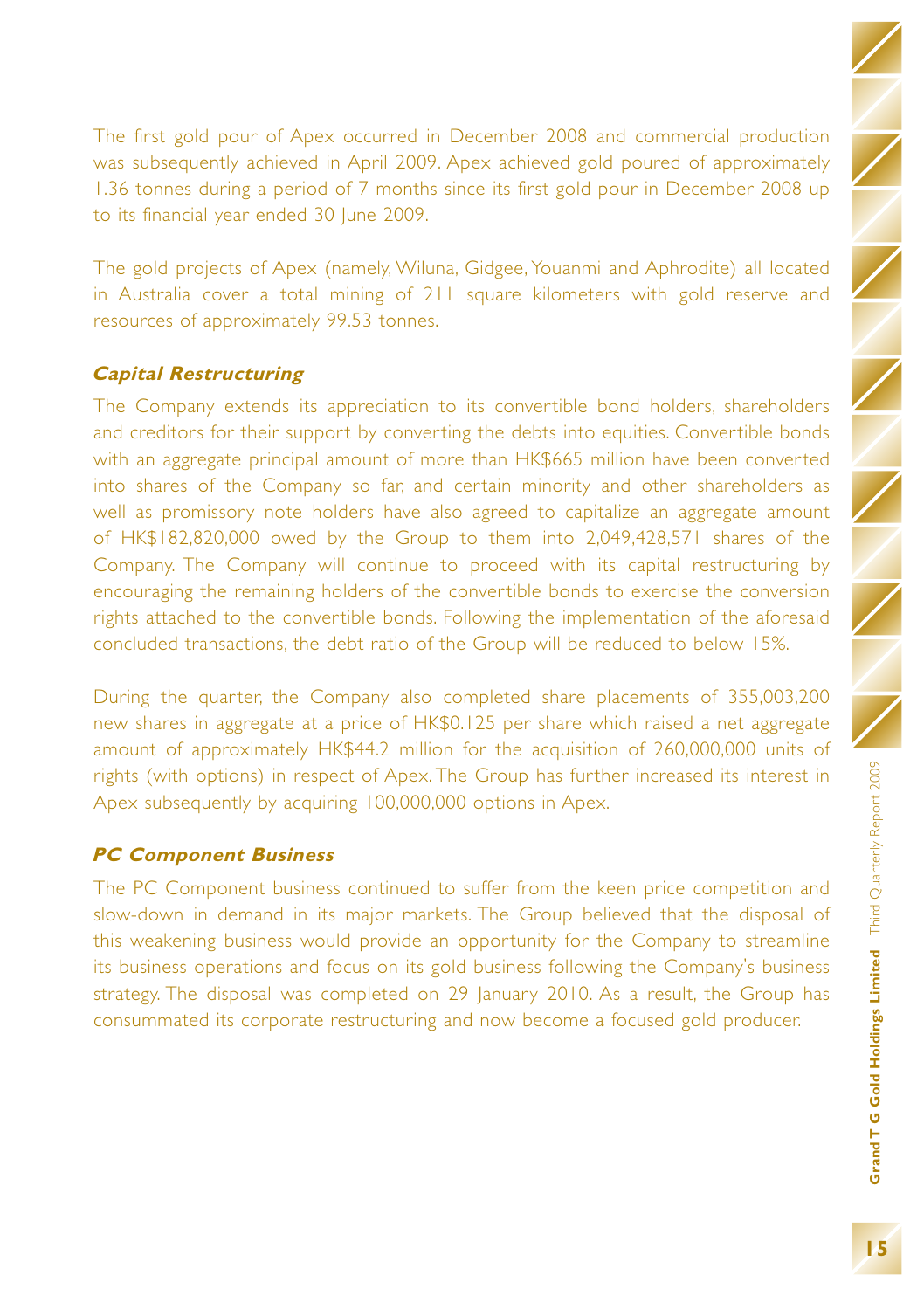The first gold pour of Apex occurred in December 2008 and commercial production was subsequently achieved in April 2009. Apex achieved gold poured of approximately 1.36 tonnes during a period of 7 months since its first gold pour in December 2008 up to its financial year ended 30 June 2009.

The gold projects of Apex (namely, Wiluna, Gidgee, Youanmi and Aphrodite) all located in Australia cover a total mining of 211 square kilometers with gold reserve and resources of approximately 99.53 tonnes.

### *Capital Restructuring*

The Company extends its appreciation to its convertible bond holders, shareholders and creditors for their support by converting the debts into equities. Convertible bonds with an aggregate principal amount of more than HK$665 million have been converted into shares of the Company so far, and certain minority and other shareholders as well as promissory note holders have also agreed to capitalize an aggregate amount of HK$182,820,000 owed by the Group to them into 2,049,428,571 shares of the Company. The Company will continue to proceed with its capital restructuring by encouraging the remaining holders of the convertible bonds to exercise the conversion rights attached to the convertible bonds. Following the implementation of the aforesaid concluded transactions, the debt ratio of the Group will be reduced to below 15%.

During the quarter, the Company also completed share placements of 355,003,200 new shares in aggregate at a price of HK$0.125 per share which raised a net aggregate amount of approximately HK$44.2 million for the acquisition of 260,000,000 units of rights (with options) in respect of Apex. The Group has further increased its interest in Apex subsequently by acquiring 100,000,000 options in Apex.

### *PC Component Business*

The PC Component business continued to suffer from the keen price competition and slow-down in demand in its major markets. The Group believed that the disposal of this weakening business would provide an opportunity for the Company to streamline its business operations and focus on its gold business following the Company's business strategy. The disposal was completed on 29 January 2010. As a result, the Group has consummated its corporate restructuring and now become a focused gold producer.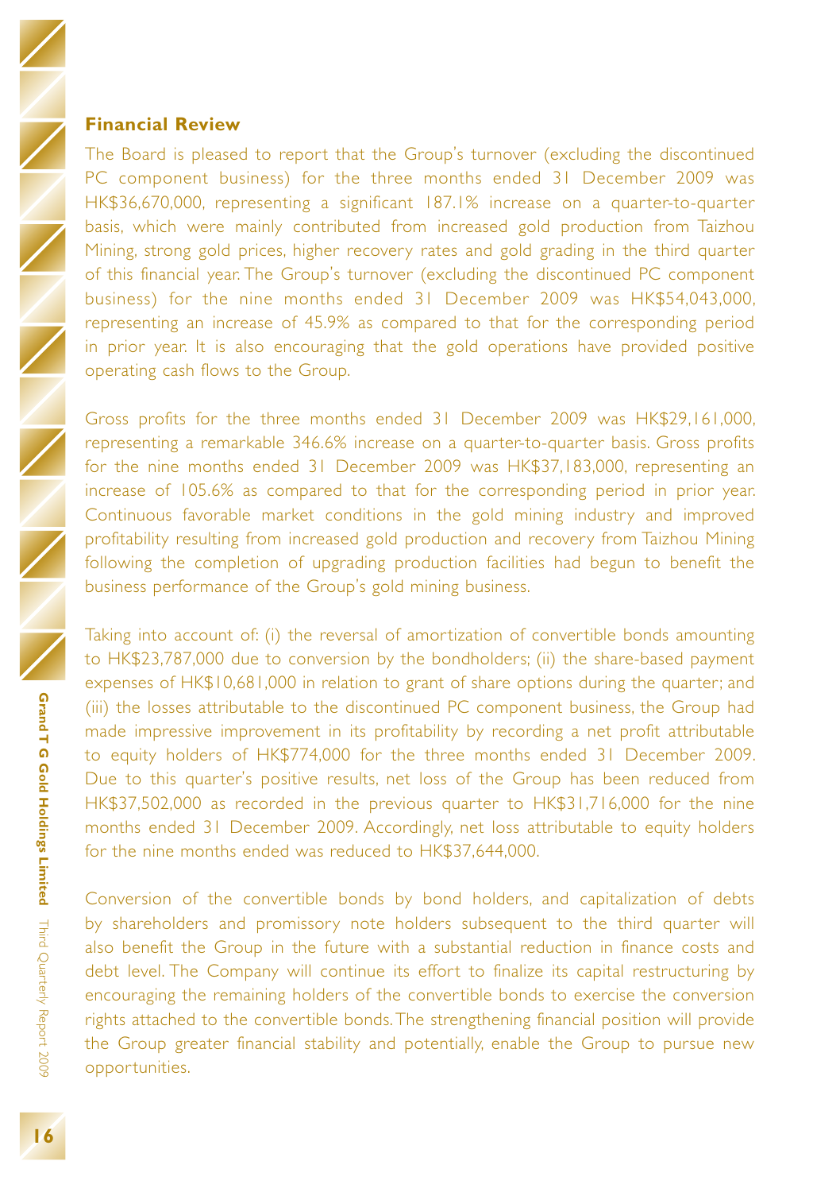## Financial Review

The Board is pleased to report that the Group's turnover (excluding the discontinued PC component business) for the three months ended 31 December 2009 was HK$36,670,000, representing a significant 187.1% increase on a quarter-to-quarter basis, which were mainly contributed from increased gold production from Taizhou Mining, strong gold prices, higher recovery rates and gold grading in the third quarter of this financial year. The Group's turnover (excluding the discontinued PC component business) for the nine months ended 31 December 2009 was HK$54,043,000, representing an increase of 45.9% as compared to that for the corresponding period in prior year. It is also encouraging that the gold operations have provided positive operating cash flows to the Group.

Gross profits for the three months ended 31 December 2009 was HK$29,161,000, representing a remarkable 346.6% increase on a quarter-to-quarter basis. Gross profits for the nine months ended 31 December 2009 was HK$37,183,000, representing an increase of 105.6% as compared to that for the corresponding period in prior year. Continuous favorable market conditions in the gold mining industry and improved profitability resulting from increased gold production and recovery from Taizhou Mining following the completion of upgrading production facilities had begun to benefit the business performance of the Group's gold mining business.

Taking into account of: (i) the reversal of amortization of convertible bonds amounting to HK$23,787,000 due to conversion by the bondholders; (ii) the share-based payment expenses of HK$10,681,000 in relation to grant of share options during the quarter; and (iii) the losses attributable to the discontinued PC component business, the Group had made impressive improvement in its profitability by recording a net profit attributable to equity holders of HK$774,000 for the three months ended 31 December 2009. Due to this quarter's positive results, net loss of the Group has been reduced from HK$37,502,000 as recorded in the previous quarter to HK$31,716,000 for the nine months ended 31 December 2009. Accordingly, net loss attributable to equity holders for the nine months ended was reduced to HK$37,644,000.

Conversion of the convertible bonds by bond holders, and capitalization of debts by shareholders and promissory note holders subsequent to the third quarter will also benefit the Group in the future with a substantial reduction in finance costs and debt level. The Company will continue its effort to finalize its capital restructuring by encouraging the remaining holders of the convertible bonds to exercise the conversion rights attached to the convertible bonds. The strengthening financial position will provide the Group greater financial stability and potentially, enable the Group to pursue new opportunities.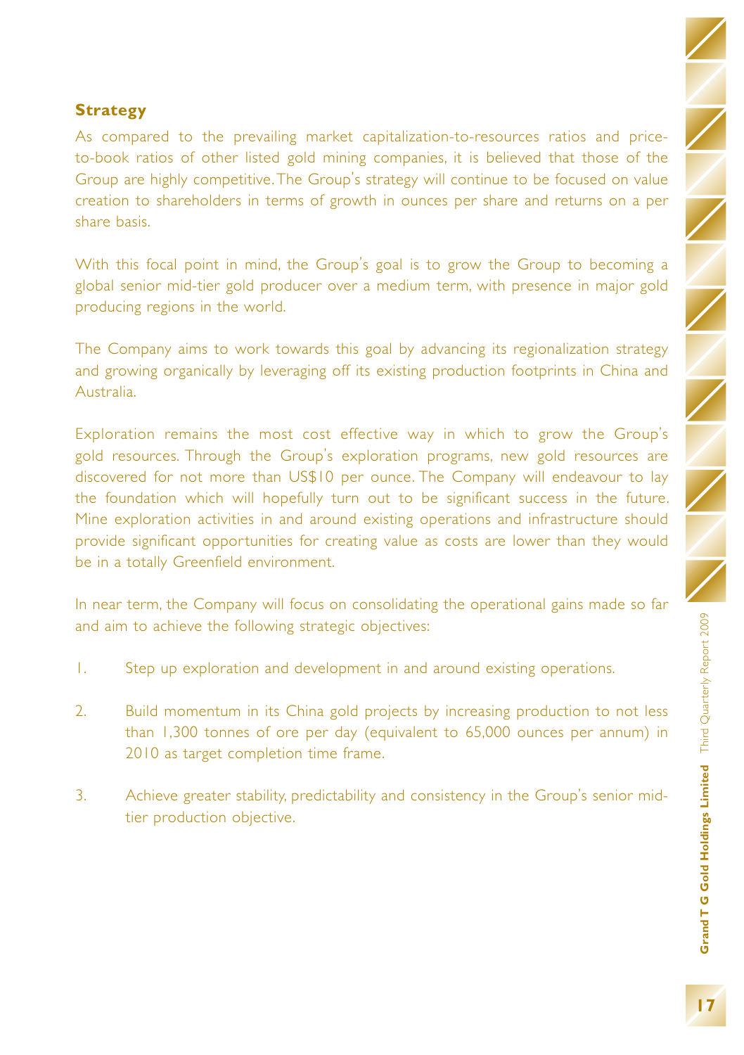## Strategy

As compared to the prevailing market capitalization-to-resources ratios and price-to-book ratios of other listed gold mining companies, it is believed that those of the Group are highly competitive. The Group's strategy will continue to be focused on value creation to shareholders in terms of growth in ounces per share and returns on a per share basis.

With this focal point in mind, the Group's goal is to grow the Group to becoming a global senior mid-tier gold producer over a medium term, with presence in major gold producing regions in the world.

The Company aims to work towards this goal by advancing its regionalization strategy and growing organically by leveraging off its existing production footprints in China and Australia.

Exploration remains the most cost effective way in which to grow the Group's gold resources. Through the Group's exploration programs, new gold resources are discovered for not more than US$10 per ounce. The Company will endeavour to lay the foundation which will hopefully turn out to be significant success in the future. Mine exploration activities in and around existing operations and infrastructure should provide significant opportunities for creating value as costs are lower than they would be in a totally Greenfield environment.

In near term, the Company will focus on consolidating the operational gains made so far and aim to achieve the following strategic objectives:

1. Step up exploration and development in and around existing operations.

2. Build momentum in its China gold projects by increasing production to not less than 1,300 tonnes of ore per day (equivalent to 65,000 ounces per annum) in 2010 as target completion time frame.

3. Achieve greater stability, predictability and consistency in the Group's senior mid-tier production objective.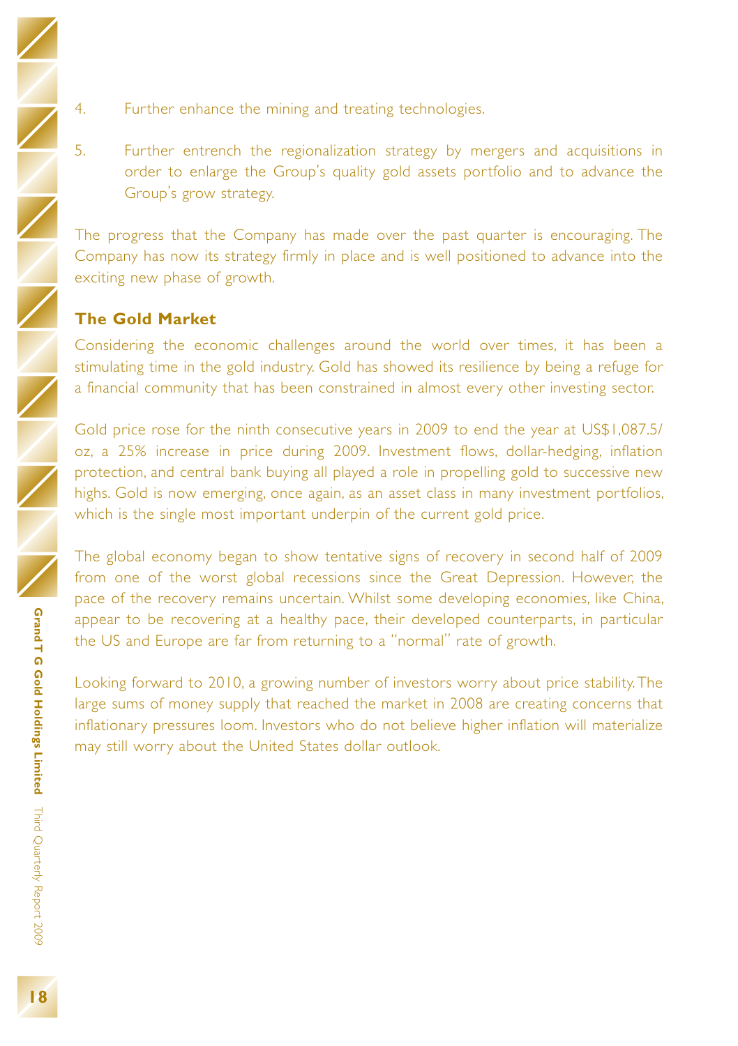4. Further enhance the mining and treating technologies.

5. Further entrench the regionalization strategy by mergers and acquisitions in order to enlarge the Group's quality gold assets portfolio and to advance the Group's grow strategy.

The progress that the Company has made over the past quarter is encouraging. The Company has now its strategy firmly in place and is well positioned to advance into the exciting new phase of growth.

**The Gold Market**

Considering the economic challenges around the world over times, it has been a stimulating time in the gold industry. Gold has showed its resilience by being a refuge for a financial community that has been constrained in almost every other investing sector.

Gold price rose for the ninth consecutive years in 2009 to end the year at US$1,087.5/oz, a 25% increase in price during 2009. Investment flows, dollar-hedging, inflation protection, and central bank buying all played a role in propelling gold to successive new highs. Gold is now emerging, once again, as an asset class in many investment portfolios, which is the single most important underpin of the current gold price.

The global economy began to show tentative signs of recovery in second half of 2009 from one of the worst global recessions since the Great Depression. However, the pace of the recovery remains uncertain. Whilst some developing economies, like China, appear to be recovering at a healthy pace, their developed counterparts, in particular the US and Europe are far from returning to a "normal" rate of growth.

Looking forward to 2010, a growing number of investors worry about price stability. The large sums of money supply that reached the market in 2008 are creating concerns that inflationary pressures loom. Investors who do not believe higher inflation will materialize may still worry about the United States dollar outlook.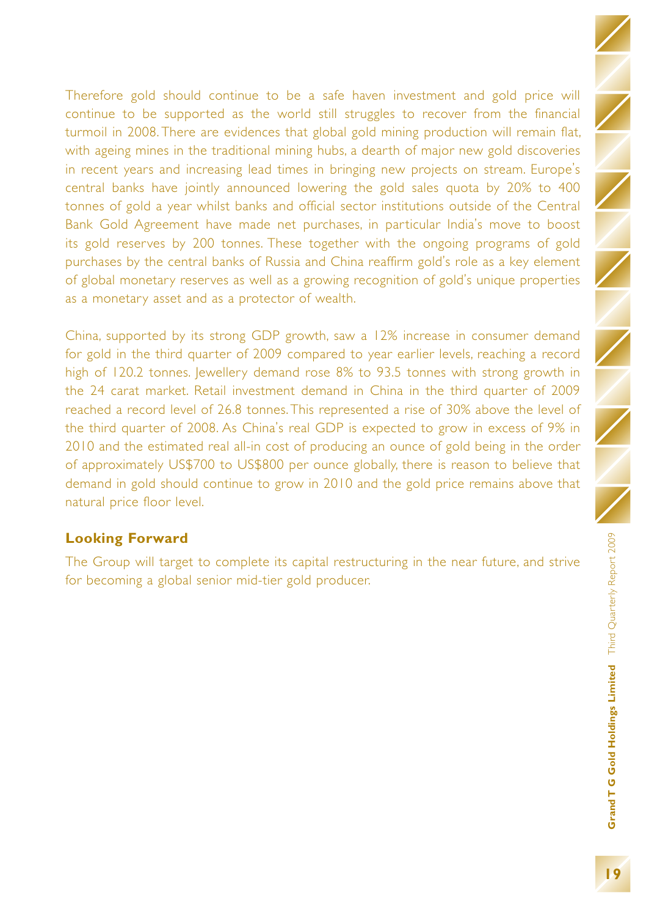Therefore gold should continue to be a safe haven investment and gold price will continue to be supported as the world still struggles to recover from the financial turmoil in 2008. There are evidences that global gold mining production will remain flat, with ageing mines in the traditional mining hubs, a dearth of major new gold discoveries in recent years and increasing lead times in bringing new projects on stream. Europe's central banks have jointly announced lowering the gold sales quota by 20% to 400 tonnes of gold a year whilst banks and official sector institutions outside of the Central Bank Gold Agreement have made net purchases, in particular India's move to boost its gold reserves by 200 tonnes. These together with the ongoing programs of gold purchases by the central banks of Russia and China reaffirm gold's role as a key element of global monetary reserves as well as a growing recognition of gold's unique properties as a monetary asset and as a protector of wealth.

China, supported by its strong GDP growth, saw a 12% increase in consumer demand for gold in the third quarter of 2009 compared to year earlier levels, reaching a record high of 120.2 tonnes. Jewellery demand rose 8% to 93.5 tonnes with strong growth in the 24 carat market. Retail investment demand in China in the third quarter of 2009 reached a record level of 26.8 tonnes. This represented a rise of 30% above the level of the third quarter of 2008. As China's real GDP is expected to grow in excess of 9% in 2010 and the estimated real all-in cost of producing an ounce of gold being in the order of approximately US$700 to US$800 per ounce globally, there is reason to believe that demand in gold should continue to grow in 2010 and the gold price remains above that natural price floor level.

## Looking Forward

The Group will target to complete its capital restructuring in the near future, and strive for becoming a global senior mid-tier gold producer.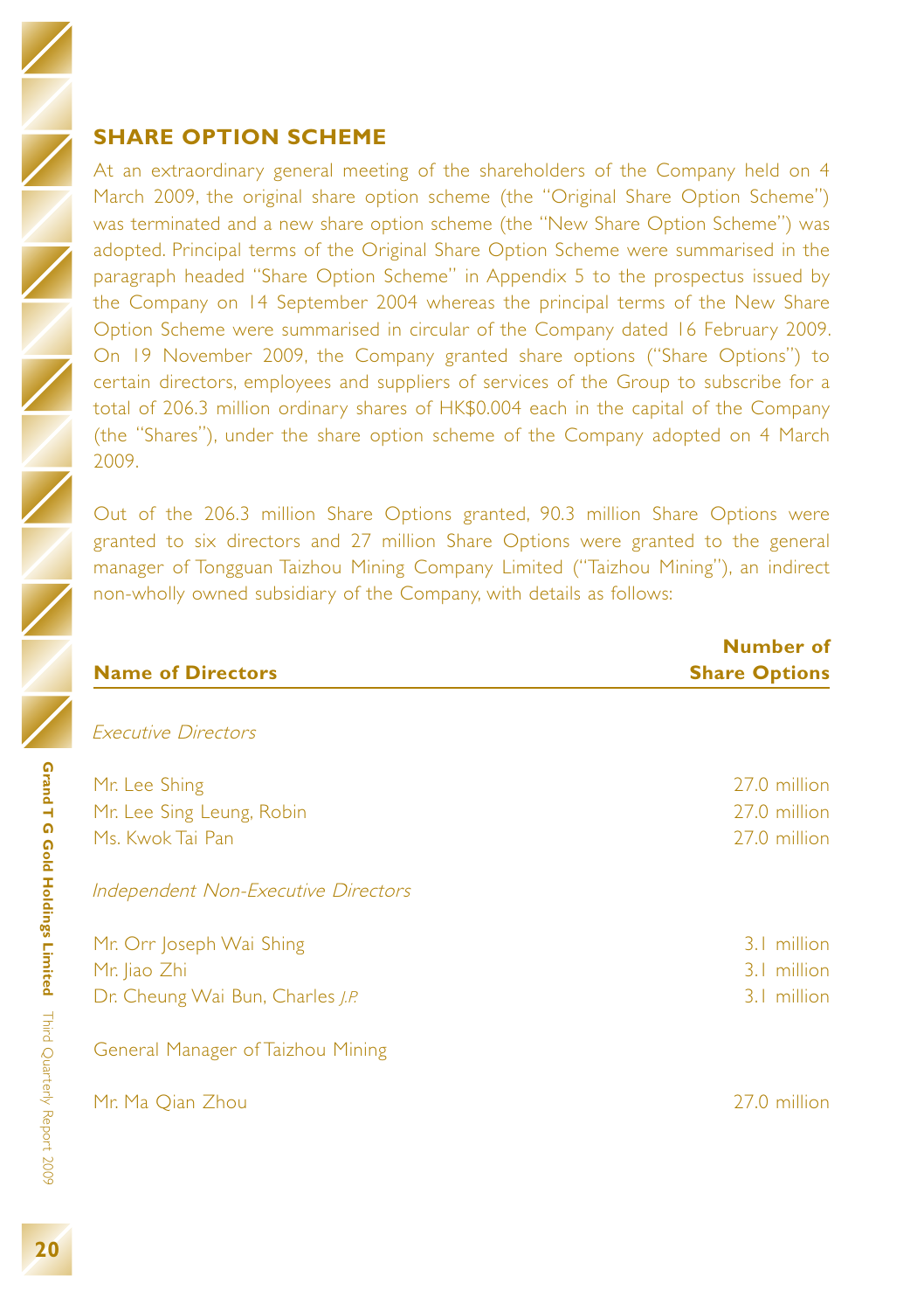## SHARE OPTION SCHEME

At an extraordinary general meeting of the shareholders of the Company held on 4 March 2009, the original share option scheme (the "Original Share Option Scheme") was terminated and a new share option scheme (the "New Share Option Scheme") was adopted. Principal terms of the Original Share Option Scheme were summarised in the paragraph headed "Share Option Scheme" in Appendix 5 to the prospectus issued by the Company on 14 September 2004 whereas the principal terms of the New Share Option Scheme were summarised in circular of the Company dated 16 February 2009. On 19 November 2009, the Company granted share options ("Share Options") to certain directors, employees and suppliers of services of the Group to subscribe for a total of 206.3 million ordinary shares of HK$0.004 each in the capital of the Company (the "Shares"), under the share option scheme of the Company adopted on 4 March 2009.

Out of the 206.3 million Share Options granted, 90.3 million Share Options were granted to six directors and 27 million Share Options were granted to the general manager of Tongguan Taizhou Mining Company Limited ("Taizhou Mining"), an indirect non-wholly owned subsidiary of the Company, with details as follows:

| Name of Directors | Number of Share Options |
|---|---|
| *Executive Directors* | |
| Mr. Lee Shing | 27.0 million |
| Mr. Lee Sing Leung, Robin | 27.0 million |
| Ms. Kwok Tai Pan | 27.0 million |
| *Independent Non-Executive Directors* | |
| Mr. Orr Joseph Wai Shing | 3.1 million |
| Mr. Jiao Zhi | 3.1 million |
| Dr. Cheung Wai Bun, Charles *J.P.* | 3.1 million |
| General Manager of Taizhou Mining | |
| Mr. Ma Qian Zhou | 27.0 million |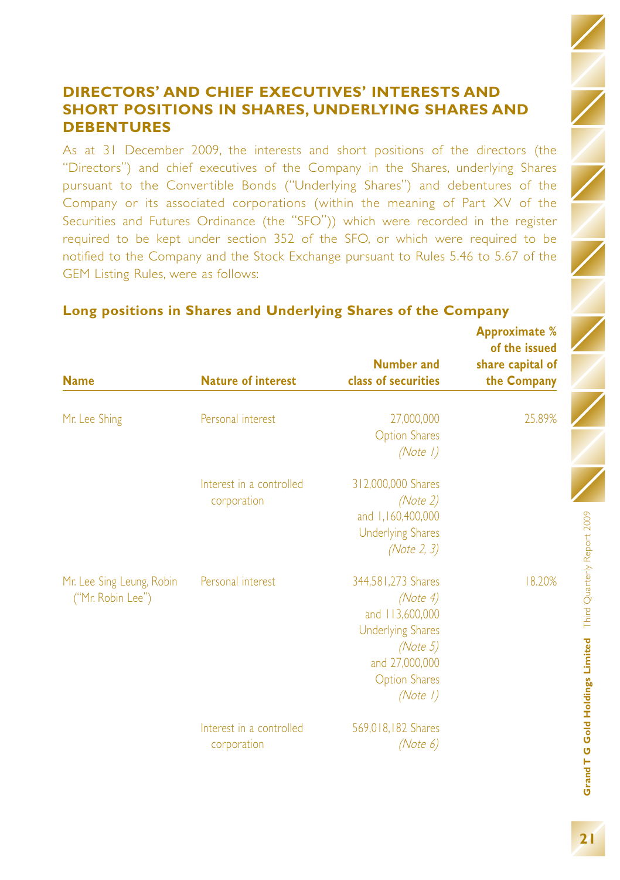## DIRECTORS' AND CHIEF EXECUTIVES' INTERESTS AND SHORT POSITIONS IN SHARES, UNDERLYING SHARES AND DEBENTURES

As at 31 December 2009, the interests and short positions of the directors (the "Directors") and chief executives of the Company in the Shares, underlying Shares pursuant to the Convertible Bonds ("Underlying Shares") and debentures of the Company or its associated corporations (within the meaning of Part XV of the Securities and Futures Ordinance (the "SFO")) which were recorded in the register required to be kept under section 352 of the SFO, or which were required to be notified to the Company and the Stock Exchange pursuant to Rules 5.46 to 5.67 of the GEM Listing Rules, were as follows:

### Long positions in Shares and Underlying Shares of the Company

| Name | Nature of interest | Number and class of securities | Approximate % of the issued share capital of the Company |
|---|---|---|---|
| Mr. Lee Shing | Personal interest | 27,000,000 Option Shares *(Note 1)* | 25.89% |
| | Interest in a controlled corporation | 312,000,000 Shares *(Note 2)* and 1,160,400,000 Underlying Shares *(Note 2, 3)* | |
| Mr. Lee Sing Leung, Robin ("Mr. Robin Lee") | Personal interest | 344,581,273 Shares *(Note 4)* and 113,600,000 Underlying Shares *(Note 5)* and 27,000,000 Option Shares *(Note 1)* | 18.20% |
| | Interest in a controlled corporation | 569,018,182 Shares *(Note 6)* | |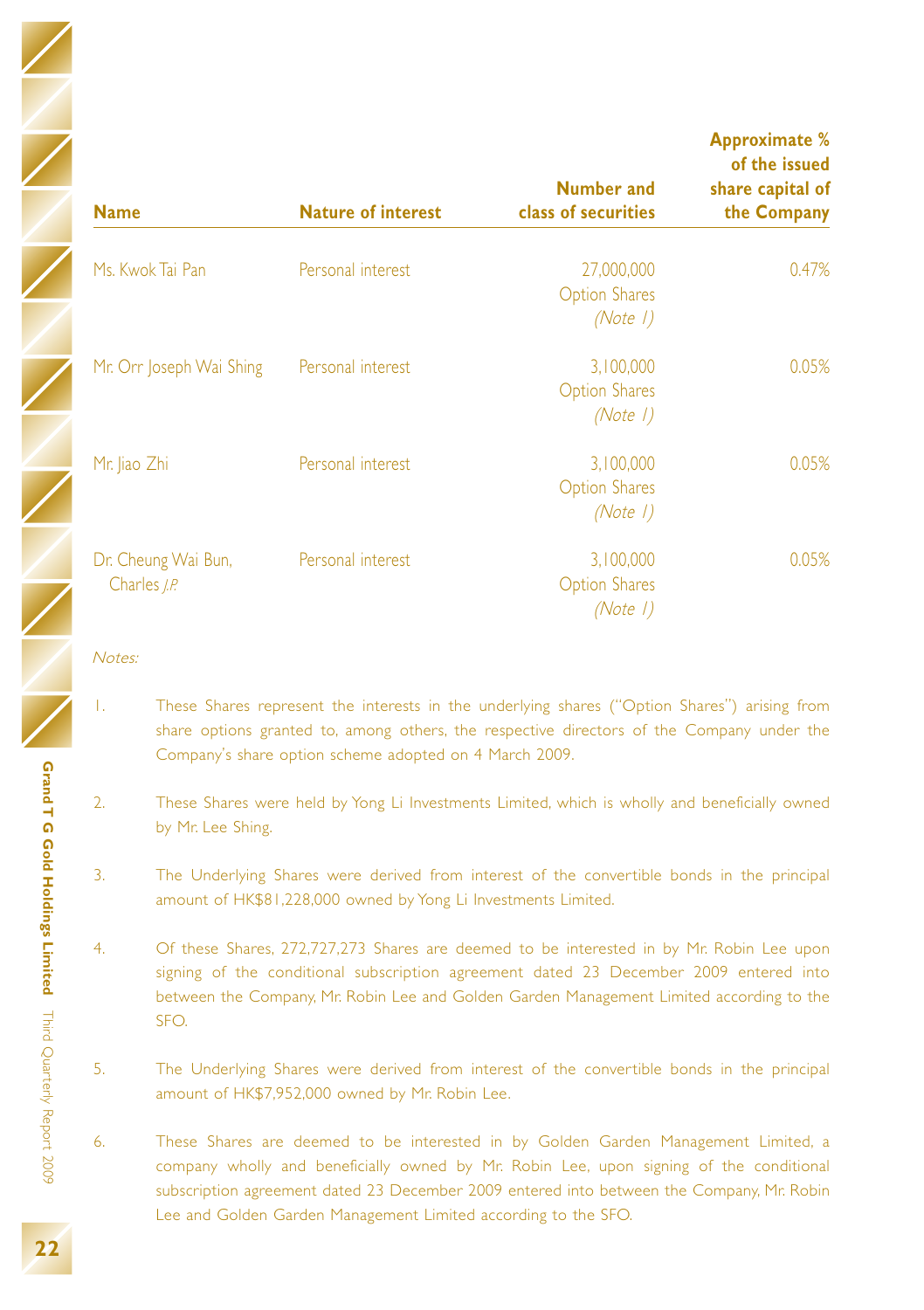| Name | Nature of interest | Number and class of securities | Approximate % of the issued share capital of the Company |
|---|---|---|---|
| Ms. Kwok Tai Pan | Personal interest | 27,000,000 Option Shares *(Note 1)* | 0.47% |
| Mr. Orr Joseph Wai Shing | Personal interest | 3,100,000 Option Shares *(Note 1)* | 0.05% |
| Mr. Jiao Zhi | Personal interest | 3,100,000 Option Shares *(Note 1)* | 0.05% |
| Dr. Cheung Wai Bun, Charles *J.P.* | Personal interest | 3,100,000 Option Shares *(Note 1)* | 0.05% |

*Notes:*

1. These Shares represent the interests in the underlying shares ("Option Shares") arising from share options granted to, among others, the respective directors of the Company under the Company's share option scheme adopted on 4 March 2009.

2. These Shares were held by Yong Li Investments Limited, which is wholly and beneficially owned by Mr. Lee Shing.

3. The Underlying Shares were derived from interest of the convertible bonds in the principal amount of HK$81,228,000 owned by Yong Li Investments Limited.

4. Of these Shares, 272,727,273 Shares are deemed to be interested in by Mr. Robin Lee upon signing of the conditional subscription agreement dated 23 December 2009 entered into between the Company, Mr. Robin Lee and Golden Garden Management Limited according to the SFO.

5. The Underlying Shares were derived from interest of the convertible bonds in the principal amount of HK$7,952,000 owned by Mr. Robin Lee.

6. These Shares are deemed to be interested in by Golden Garden Management Limited, a company wholly and beneficially owned by Mr. Robin Lee, upon signing of the conditional subscription agreement dated 23 December 2009 entered into between the Company, Mr. Robin Lee and Golden Garden Management Limited according to the SFO.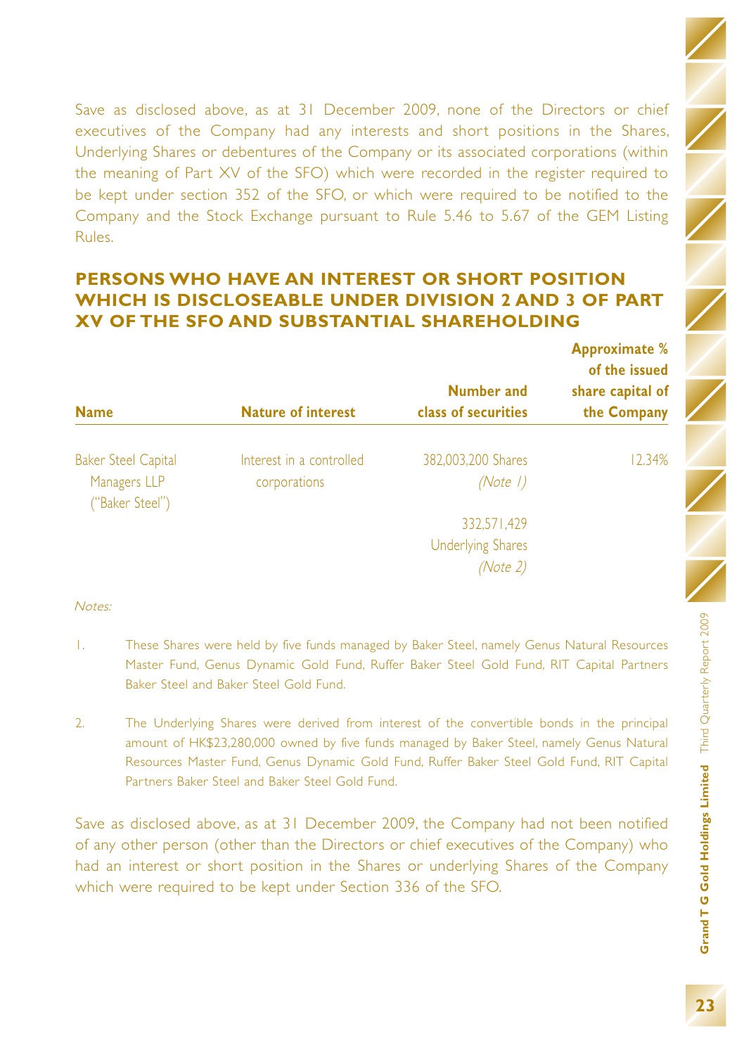Save as disclosed above, as at 31 December 2009, none of the Directors or chief executives of the Company had any interests and short positions in the Shares, Underlying Shares or debentures of the Company or its associated corporations (within the meaning of Part XV of the SFO) which were recorded in the register required to be kept under section 352 of the SFO, or which were required to be notified to the Company and the Stock Exchange pursuant to Rule 5.46 to 5.67 of the GEM Listing Rules.

## PERSONS WHO HAVE AN INTEREST OR SHORT POSITION WHICH IS DISCLOSEABLE UNDER DIVISION 2 AND 3 OF PART XV OF THE SFO AND SUBSTANTIAL SHAREHOLDING

| Name | Nature of interest | Number and class of securities | Approximate % of the issued share capital of the Company |
|---|---|---|---|
| Baker Steel Capital Managers LLP ("Baker Steel") | Interest in a controlled corporations | 382,003,200 Shares *(Note 1)* | 12.34% |
| | | 332,571,429 Underlying Shares *(Note 2)* | |

*Notes:*

1. These Shares were held by five funds managed by Baker Steel, namely Genus Natural Resources Master Fund, Genus Dynamic Gold Fund, Ruffer Baker Steel Gold Fund, RIT Capital Partners Baker Steel and Baker Steel Gold Fund.

2. The Underlying Shares were derived from interest of the convertible bonds in the principal amount of HK$23,280,000 owned by five funds managed by Baker Steel, namely Genus Natural Resources Master Fund, Genus Dynamic Gold Fund, Ruffer Baker Steel Gold Fund, RIT Capital Partners Baker Steel and Baker Steel Gold Fund.

Save as disclosed above, as at 31 December 2009, the Company had not been notified of any other person (other than the Directors or chief executives of the Company) who had an interest or short position in the Shares or underlying Shares of the Company which were required to be kept under Section 336 of the SFO.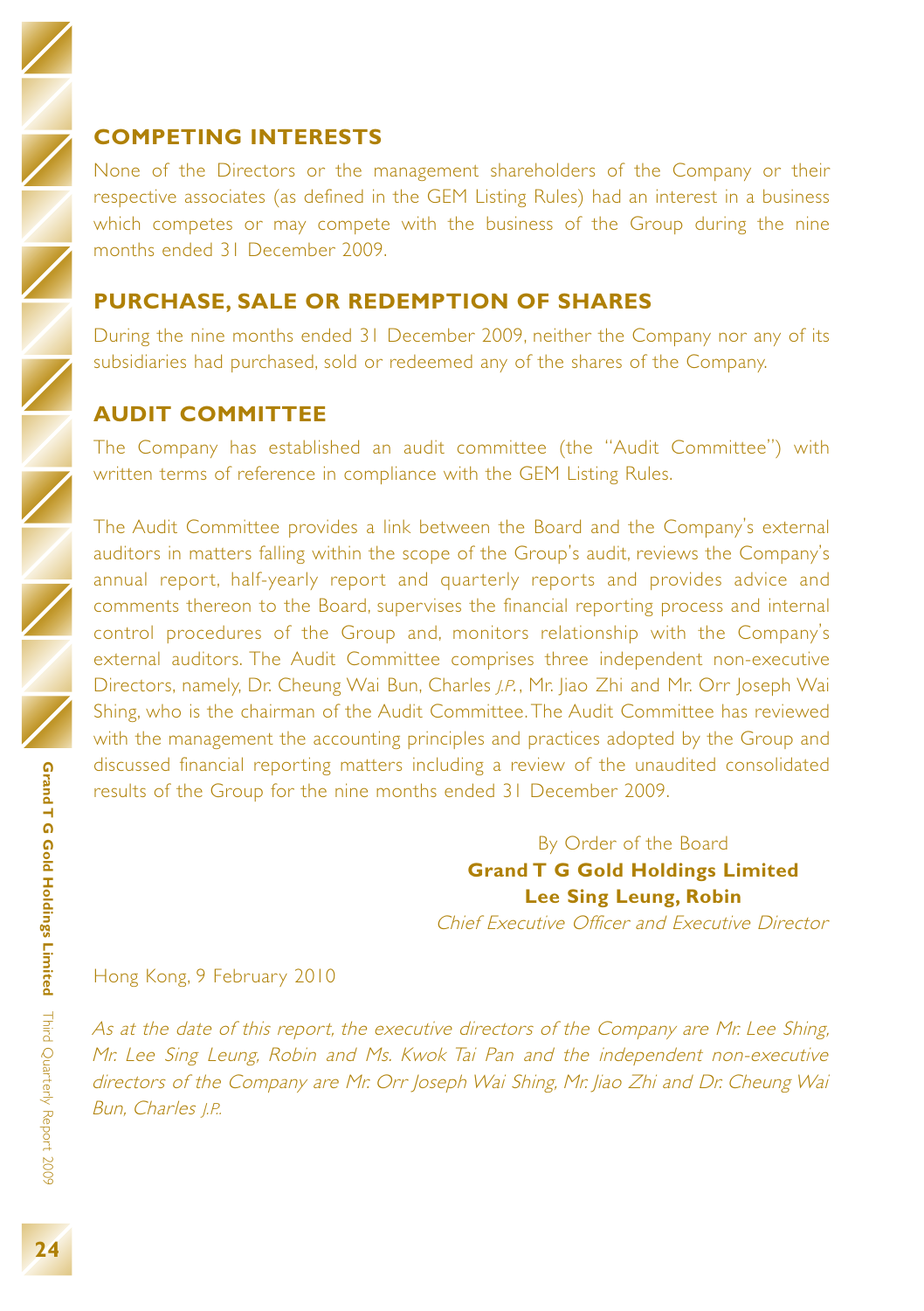## COMPETING INTERESTS

None of the Directors or the management shareholders of the Company or their respective associates (as defined in the GEM Listing Rules) had an interest in a business which competes or may compete with the business of the Group during the nine months ended 31 December 2009.

## PURCHASE, SALE OR REDEMPTION OF SHARES

During the nine months ended 31 December 2009, neither the Company nor any of its subsidiaries had purchased, sold or redeemed any of the shares of the Company.

## AUDIT COMMITTEE

The Company has established an audit committee (the "Audit Committee") with written terms of reference in compliance with the GEM Listing Rules.

The Audit Committee provides a link between the Board and the Company's external auditors in matters falling within the scope of the Group's audit, reviews the Company's annual report, half-yearly report and quarterly reports and provides advice and comments thereon to the Board, supervises the financial reporting process and internal control procedures of the Group and, monitors relationship with the Company's external auditors. The Audit Committee comprises three independent non-executive Directors, namely, Dr. Cheung Wai Bun, Charles *J.P.*, Mr. Jiao Zhi and Mr. Orr Joseph Wai Shing, who is the chairman of the Audit Committee. The Audit Committee has reviewed with the management the accounting principles and practices adopted by the Group and discussed financial reporting matters including a review of the unaudited consolidated results of the Group for the nine months ended 31 December 2009.

By Order of the Board
**Grand T G Gold Holdings Limited**
**Lee Sing Leung, Robin**
*Chief Executive Officer and Executive Director*

Hong Kong, 9 February 2010

*As at the date of this report, the executive directors of the Company are Mr. Lee Shing, Mr. Lee Sing Leung, Robin and Ms. Kwok Tai Pan and the independent non-executive directors of the Company are Mr. Orr Joseph Wai Shing, Mr. Jiao Zhi and Dr. Cheung Wai Bun, Charles J.P.*